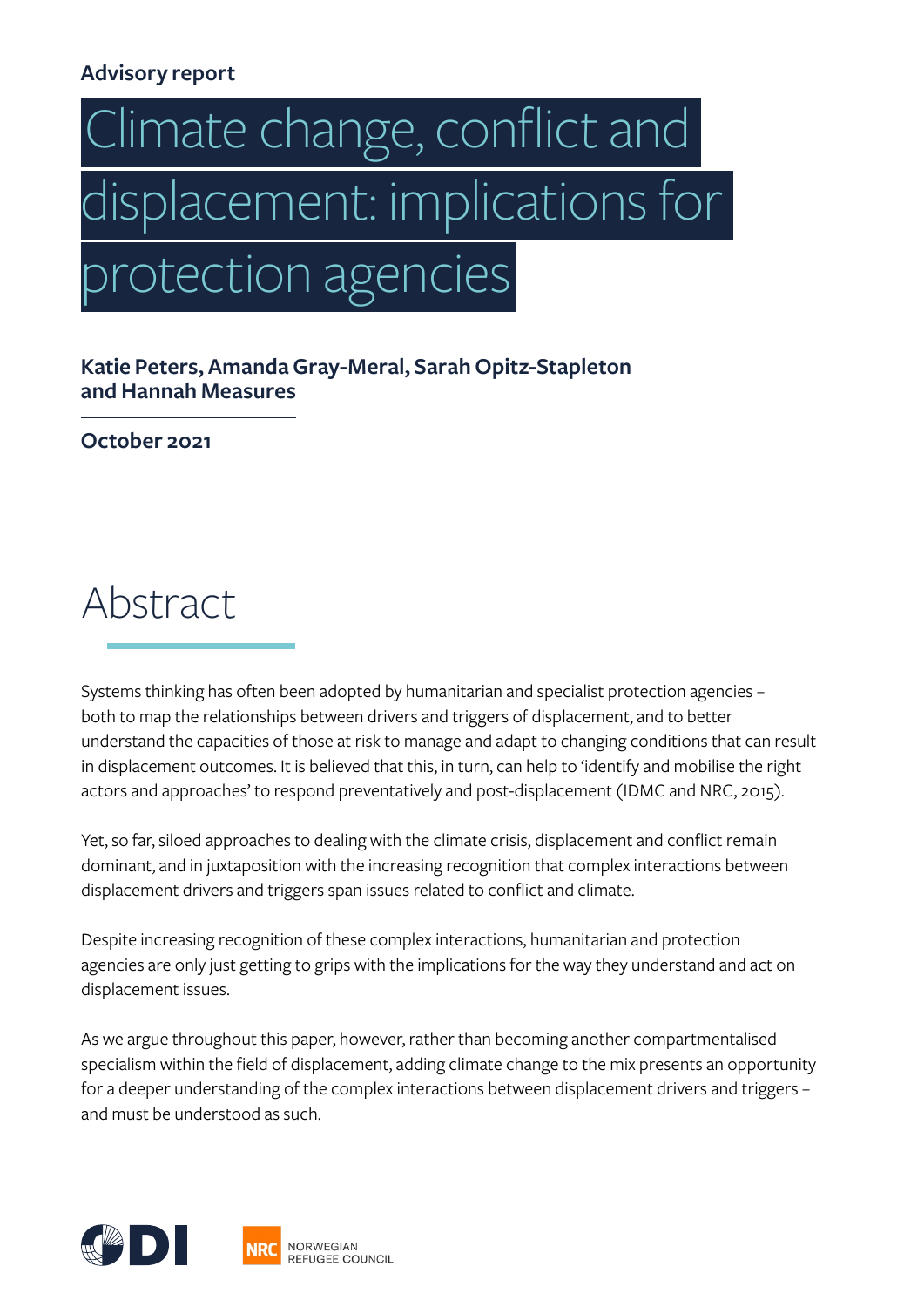**Advisory report**

# Climate change, conflict and displacement: implications for protection agencies

**Katie Peters, Amanda Gray-Meral, Sarah Opitz-Stapleton and Hannah Measures**

**October 2021**

## Abstract

Systems thinking has often been adopted by humanitarian and specialist protection agencies – both to map the relationships between drivers and triggers of displacement, and to better understand the capacities of those at risk to manage and adapt to changing conditions that can result in displacement outcomes. It is believed that this, in turn, can help to 'identify and mobilise the right actors and approaches' to respond preventatively and post-displacement (IDMC and NRC, 2015).

Yet, so far, siloed approaches to dealing with the climate crisis, displacement and conflict remain dominant, and in juxtaposition with the increasing recognition that complex interactions between displacement drivers and triggers span issues related to conflict and climate.

Despite increasing recognition of these complex interactions, humanitarian and protection agencies are only just getting to grips with the implications for the way they understand and act on displacement issues.

As we argue throughout this paper, however, rather than becoming another compartmentalised specialism within the field of displacement, adding climate change to the mix presents an opportunity for a deeper understanding of the complex interactions between displacement drivers and triggers – and must be understood as such.

ODI

NRC NORWEGIAN REFUGEE COUNCIL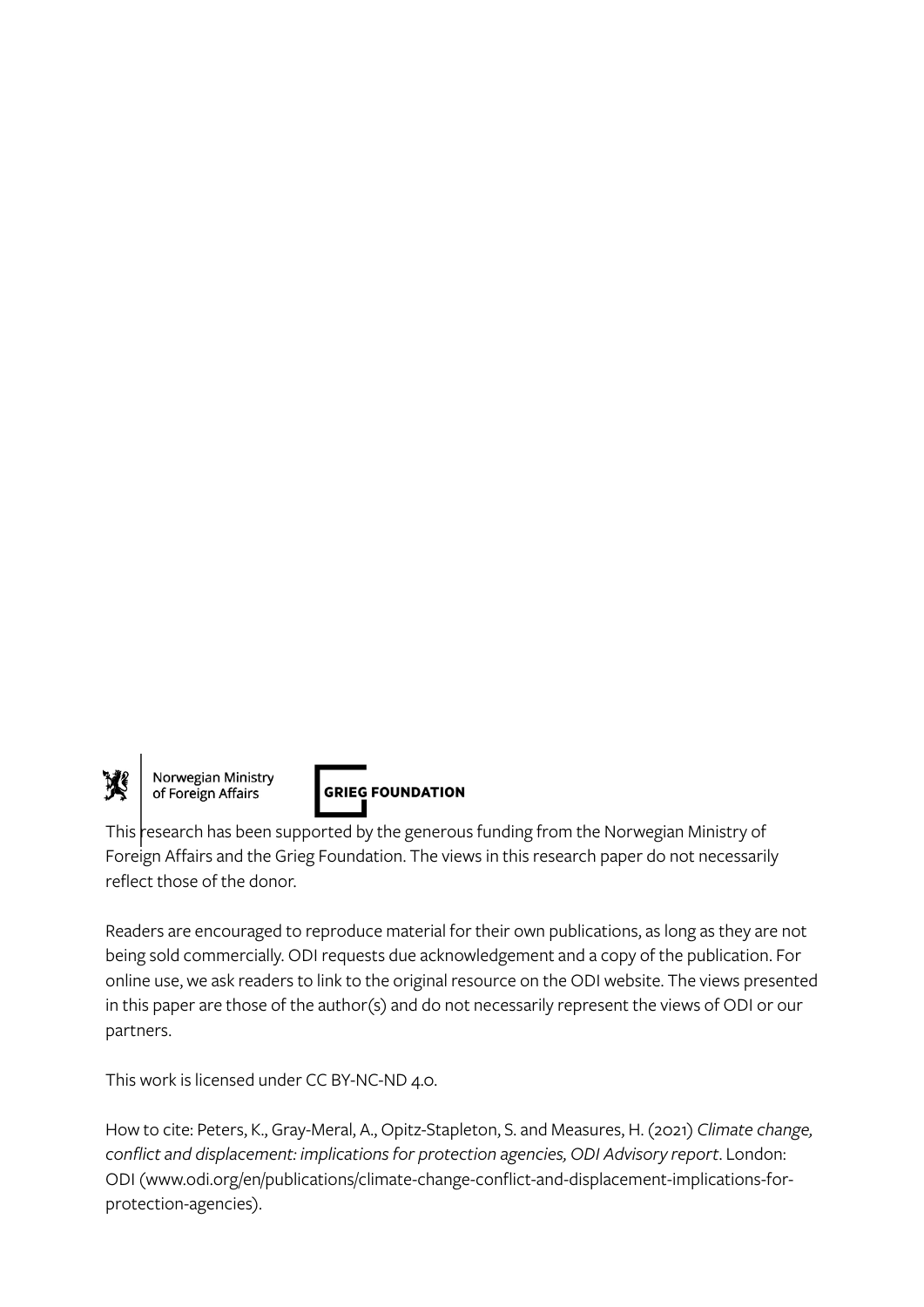Norwegian Ministry of Foreign Affairs

**GRIEG FOUNDATION**

This research has been supported by the generous funding from the Norwegian Ministry of Foreign Affairs and the Grieg Foundation. The views in this research paper do not necessarily reflect those of the donor.

Readers are encouraged to reproduce material for their own publications, as long as they are not being sold commercially. ODI requests due acknowledgement and a copy of the publication. For online use, we ask readers to link to the original resource on the ODI website. The views presented in this paper are those of the author(s) and do not necessarily represent the views of ODI or our partners.

This work is licensed under CC BY-NC-ND 4.0.

How to cite: Peters, K., Gray-Meral, A., Opitz-Stapleton, S. and Measures, H. (2021) *Climate change, conflict and displacement: implications for protection agencies, ODI Advisory report*. London: ODI (www.odi.org/en/publications/climate-change-conflict-and-displacement-implications-for-protection-agencies).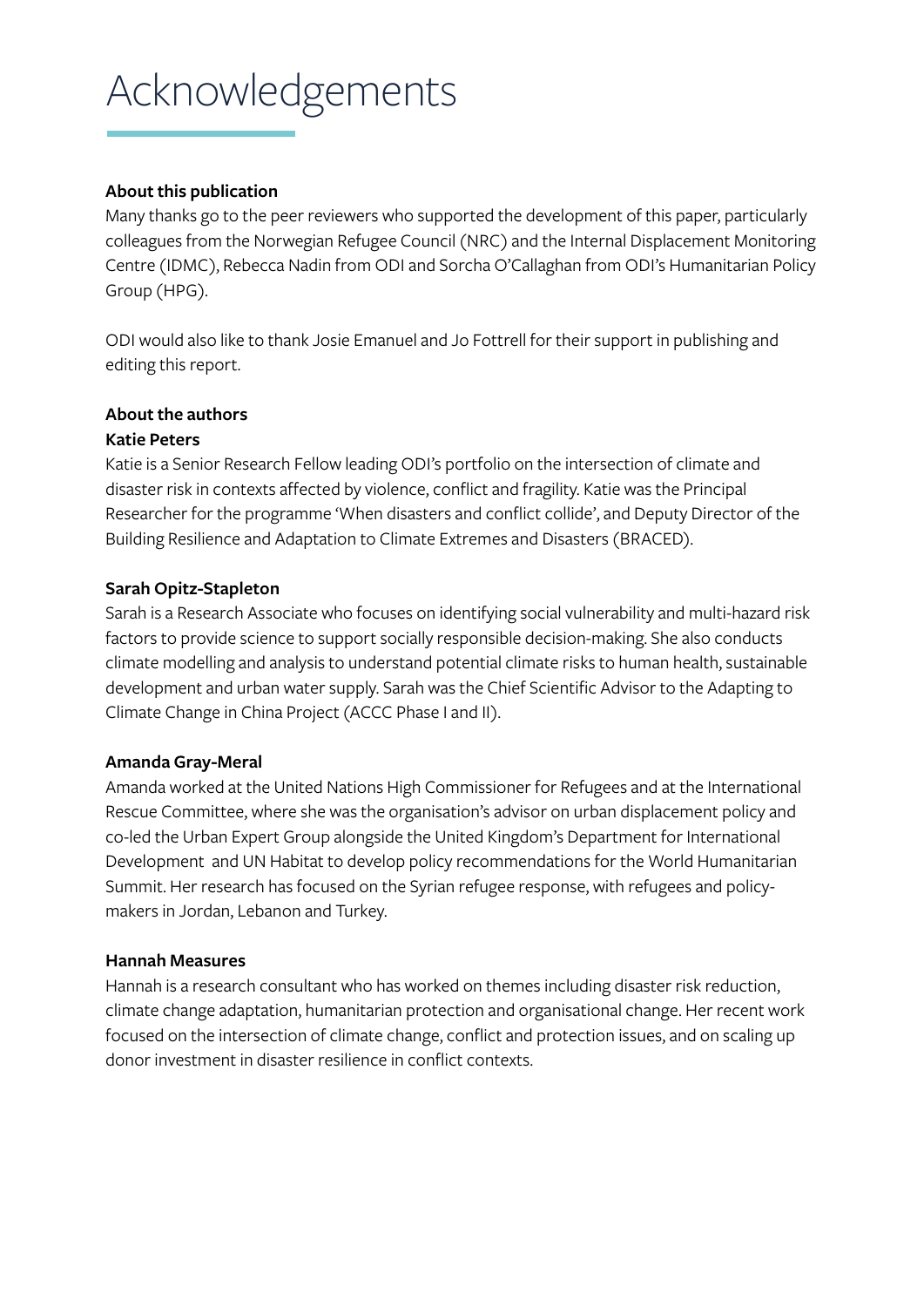# Acknowledgements

**About this publication**

Many thanks go to the peer reviewers who supported the development of this paper, particularly colleagues from the Norwegian Refugee Council (NRC) and the Internal Displacement Monitoring Centre (IDMC), Rebecca Nadin from ODI and Sorcha O'Callaghan from ODI's Humanitarian Policy Group (HPG).

ODI would also like to thank Josie Emanuel and Jo Fottrell for their support in publishing and editing this report.

**About the authors**

**Katie Peters**

Katie is a Senior Research Fellow leading ODI's portfolio on the intersection of climate and disaster risk in contexts affected by violence, conflict and fragility. Katie was the Principal Researcher for the programme 'When disasters and conflict collide', and Deputy Director of the Building Resilience and Adaptation to Climate Extremes and Disasters (BRACED).

**Sarah Opitz-Stapleton**

Sarah is a Research Associate who focuses on identifying social vulnerability and multi-hazard risk factors to provide science to support socially responsible decision-making. She also conducts climate modelling and analysis to understand potential climate risks to human health, sustainable development and urban water supply. Sarah was the Chief Scientific Advisor to the Adapting to Climate Change in China Project (ACCC Phase I and II).

**Amanda Gray-Meral**

Amanda worked at the United Nations High Commissioner for Refugees and at the International Rescue Committee, where she was the organisation's advisor on urban displacement policy and co-led the Urban Expert Group alongside the United Kingdom's Department for International Development and UN Habitat to develop policy recommendations for the World Humanitarian Summit. Her research has focused on the Syrian refugee response, with refugees and policy-makers in Jordan, Lebanon and Turkey.

**Hannah Measures**

Hannah is a research consultant who has worked on themes including disaster risk reduction, climate change adaptation, humanitarian protection and organisational change. Her recent work focused on the intersection of climate change, conflict and protection issues, and on scaling up donor investment in disaster resilience in conflict contexts.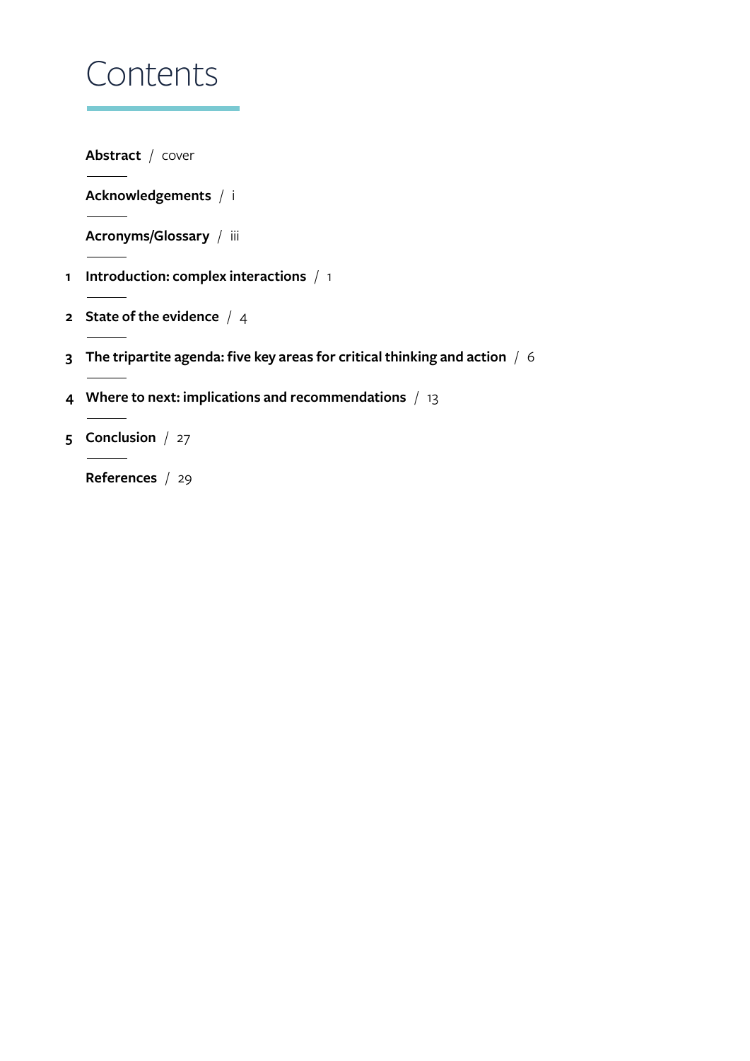# Contents

**Abstract** / cover

**Acknowledgements** / i

**Acronyms/Glossary** / iii

1 **Introduction: complex interactions** / 1

2 **State of the evidence** / 4

3 **The tripartite agenda: five key areas for critical thinking and action** / 6

4 **Where to next: implications and recommendations** / 13

5 **Conclusion** / 27

**References** / 29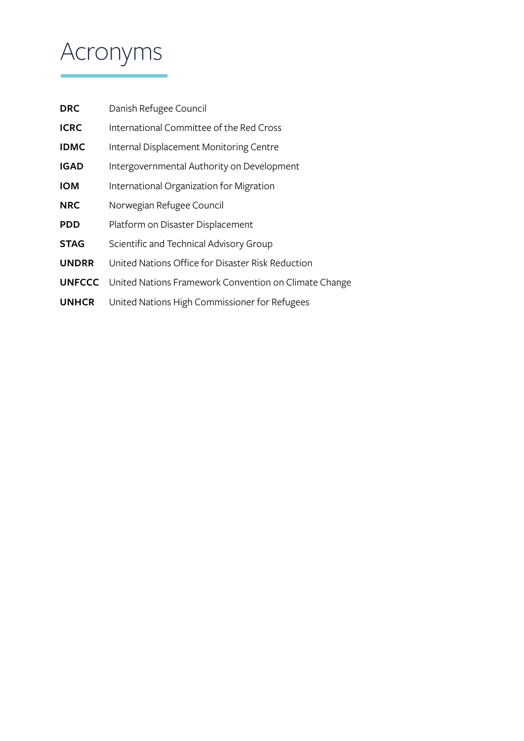# Acronyms

| | |
|---|---|
| **DRC** | Danish Refugee Council |
| **ICRC** | International Committee of the Red Cross |
| **IDMC** | Internal Displacement Monitoring Centre |
| **IGAD** | Intergovernmental Authority on Development |
| **IOM** | International Organization for Migration |
| **NRC** | Norwegian Refugee Council |
| **PDD** | Platform on Disaster Displacement |
| **STAG** | Scientific and Technical Advisory Group |
| **UNDRR** | United Nations Office for Disaster Risk Reduction |
| **UNFCCC** | United Nations Framework Convention on Climate Change |
| **UNHCR** | United Nations High Commissioner for Refugees |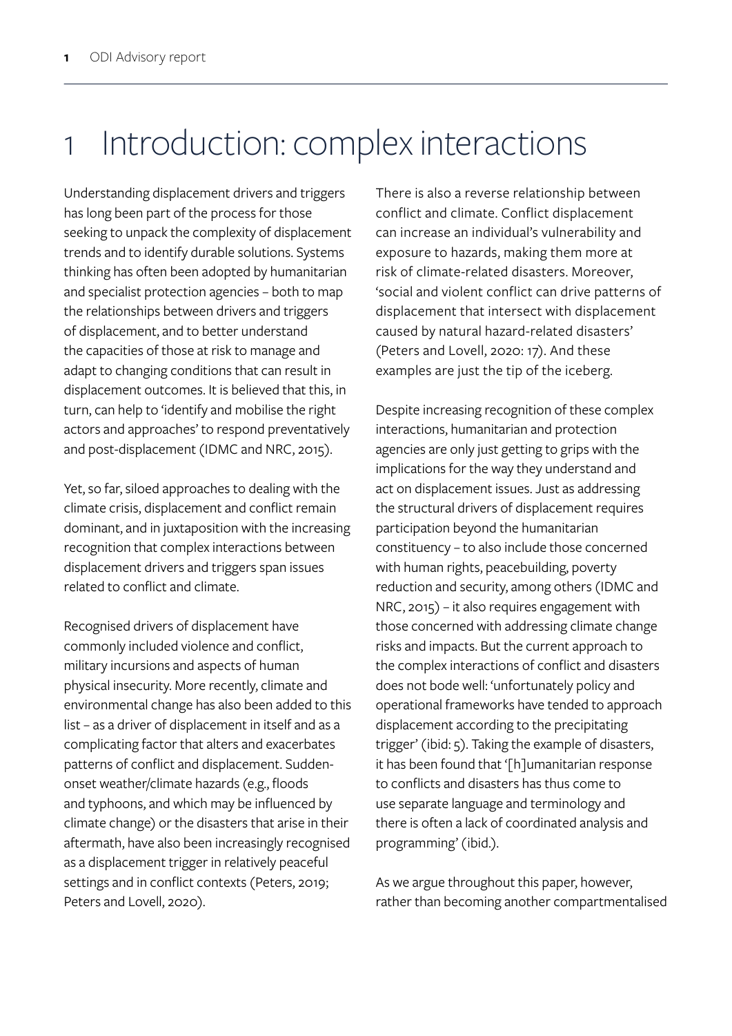# 1 Introduction: complex interactions

Understanding displacement drivers and triggers has long been part of the process for those seeking to unpack the complexity of displacement trends and to identify durable solutions. Systems thinking has often been adopted by humanitarian and specialist protection agencies – both to map the relationships between drivers and triggers of displacement, and to better understand the capacities of those at risk to manage and adapt to changing conditions that can result in displacement outcomes. It is believed that this, in turn, can help to 'identify and mobilise the right actors and approaches' to respond preventatively and post-displacement (IDMC and NRC, 2015).

Yet, so far, siloed approaches to dealing with the climate crisis, displacement and conflict remain dominant, and in juxtaposition with the increasing recognition that complex interactions between displacement drivers and triggers span issues related to conflict and climate.

Recognised drivers of displacement have commonly included violence and conflict, military incursions and aspects of human physical insecurity. More recently, climate and environmental change has also been added to this list – as a driver of displacement in itself and as a complicating factor that alters and exacerbates patterns of conflict and displacement. Sudden-onset weather/climate hazards (e.g., floods and typhoons, and which may be influenced by climate change) or the disasters that arise in their aftermath, have also been increasingly recognised as a displacement trigger in relatively peaceful settings and in conflict contexts (Peters, 2019; Peters and Lovell, 2020).

There is also a reverse relationship between conflict and climate. Conflict displacement can increase an individual's vulnerability and exposure to hazards, making them more at risk of climate-related disasters. Moreover, 'social and violent conflict can drive patterns of displacement that intersect with displacement caused by natural hazard-related disasters' (Peters and Lovell, 2020: 17). And these examples are just the tip of the iceberg.

Despite increasing recognition of these complex interactions, humanitarian and protection agencies are only just getting to grips with the implications for the way they understand and act on displacement issues. Just as addressing the structural drivers of displacement requires participation beyond the humanitarian constituency – to also include those concerned with human rights, peacebuilding, poverty reduction and security, among others (IDMC and NRC, 2015) – it also requires engagement with those concerned with addressing climate change risks and impacts. But the current approach to the complex interactions of conflict and disasters does not bode well: 'unfortunately policy and operational frameworks have tended to approach displacement according to the precipitating trigger' (ibid: 5). Taking the example of disasters, it has been found that '[h]umanitarian response to conflicts and disasters has thus come to use separate language and terminology and there is often a lack of coordinated analysis and programming' (ibid.).

As we argue throughout this paper, however, rather than becoming another compartmentalised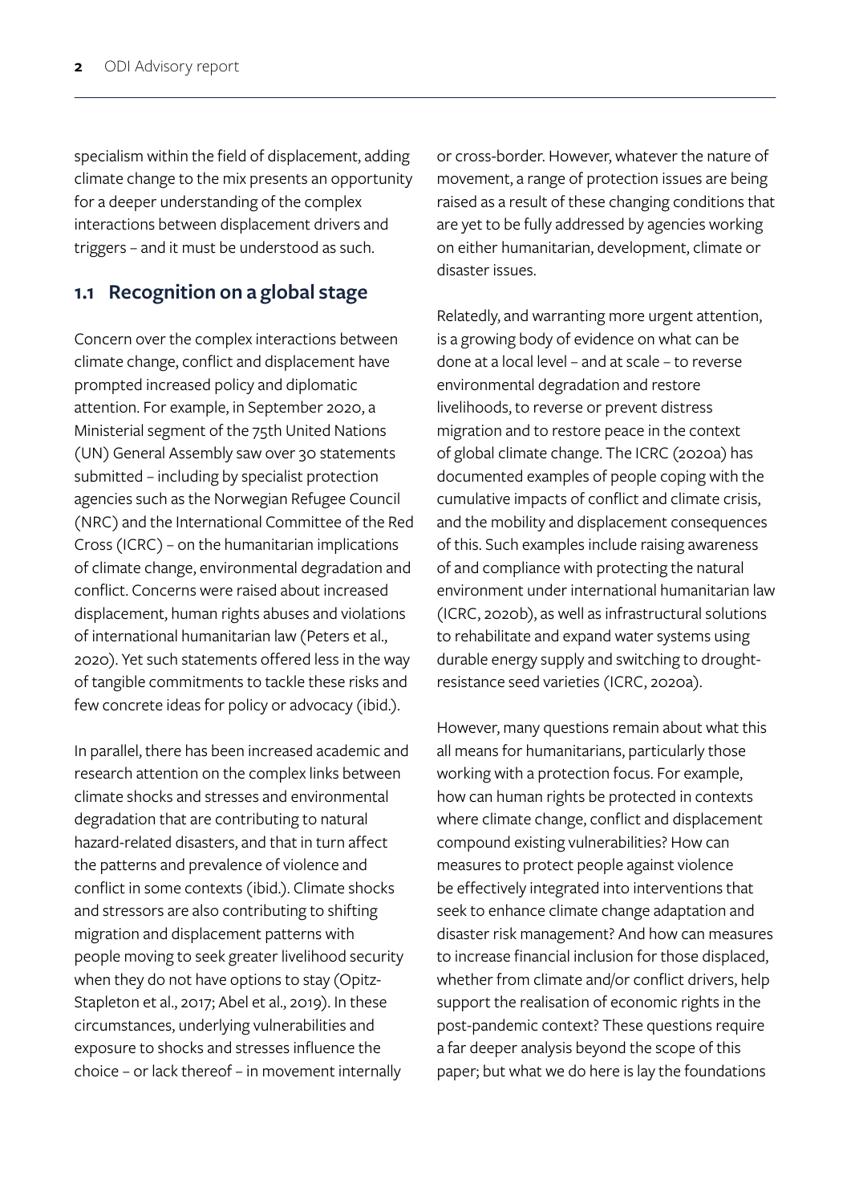specialism within the field of displacement, adding climate change to the mix presents an opportunity for a deeper understanding of the complex interactions between displacement drivers and triggers – and it must be understood as such.

## 1.1 Recognition on a global stage

Concern over the complex interactions between climate change, conflict and displacement have prompted increased policy and diplomatic attention. For example, in September 2020, a Ministerial segment of the 75th United Nations (UN) General Assembly saw over 30 statements submitted – including by specialist protection agencies such as the Norwegian Refugee Council (NRC) and the International Committee of the Red Cross (ICRC) – on the humanitarian implications of climate change, environmental degradation and conflict. Concerns were raised about increased displacement, human rights abuses and violations of international humanitarian law (Peters et al., 2020). Yet such statements offered less in the way of tangible commitments to tackle these risks and few concrete ideas for policy or advocacy (ibid.).

In parallel, there has been increased academic and research attention on the complex links between climate shocks and stresses and environmental degradation that are contributing to natural hazard-related disasters, and that in turn affect the patterns and prevalence of violence and conflict in some contexts (ibid.). Climate shocks and stressors are also contributing to shifting migration and displacement patterns with people moving to seek greater livelihood security when they do not have options to stay (Opitz-Stapleton et al., 2017; Abel et al., 2019). In these circumstances, underlying vulnerabilities and exposure to shocks and stresses influence the choice – or lack thereof – in movement internally or cross-border. However, whatever the nature of movement, a range of protection issues are being raised as a result of these changing conditions that are yet to be fully addressed by agencies working on either humanitarian, development, climate or disaster issues.

Relatedly, and warranting more urgent attention, is a growing body of evidence on what can be done at a local level – and at scale – to reverse environmental degradation and restore livelihoods, to reverse or prevent distress migration and to restore peace in the context of global climate change. The ICRC (2020a) has documented examples of people coping with the cumulative impacts of conflict and climate crisis, and the mobility and displacement consequences of this. Such examples include raising awareness of and compliance with protecting the natural environment under international humanitarian law (ICRC, 2020b), as well as infrastructural solutions to rehabilitate and expand water systems using durable energy supply and switching to drought-resistance seed varieties (ICRC, 2020a).

However, many questions remain about what this all means for humanitarians, particularly those working with a protection focus. For example, how can human rights be protected in contexts where climate change, conflict and displacement compound existing vulnerabilities? How can measures to protect people against violence be effectively integrated into interventions that seek to enhance climate change adaptation and disaster risk management? And how can measures to increase financial inclusion for those displaced, whether from climate and/or conflict drivers, help support the realisation of economic rights in the post-pandemic context? These questions require a far deeper analysis beyond the scope of this paper; but what we do here is lay the foundations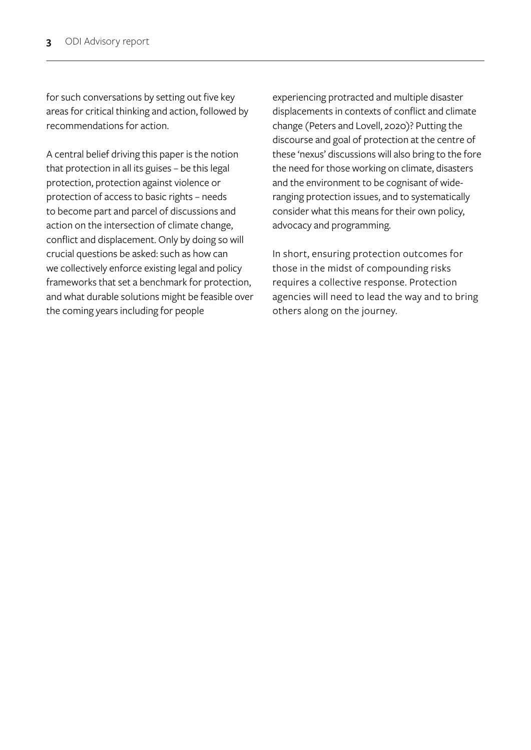for such conversations by setting out five key areas for critical thinking and action, followed by recommendations for action.

A central belief driving this paper is the notion that protection in all its guises – be this legal protection, protection against violence or protection of access to basic rights – needs to become part and parcel of discussions and action on the intersection of climate change, conflict and displacement. Only by doing so will crucial questions be asked: such as how can we collectively enforce existing legal and policy frameworks that set a benchmark for protection, and what durable solutions might be feasible over the coming years including for people experiencing protracted and multiple disaster displacements in contexts of conflict and climate change (Peters and Lovell, 2020)? Putting the discourse and goal of protection at the centre of these 'nexus' discussions will also bring to the fore the need for those working on climate, disasters and the environment to be cognisant of wide-ranging protection issues, and to systematically consider what this means for their own policy, advocacy and programming.

In short, ensuring protection outcomes for those in the midst of compounding risks requires a collective response. Protection agencies will need to lead the way and to bring others along on the journey.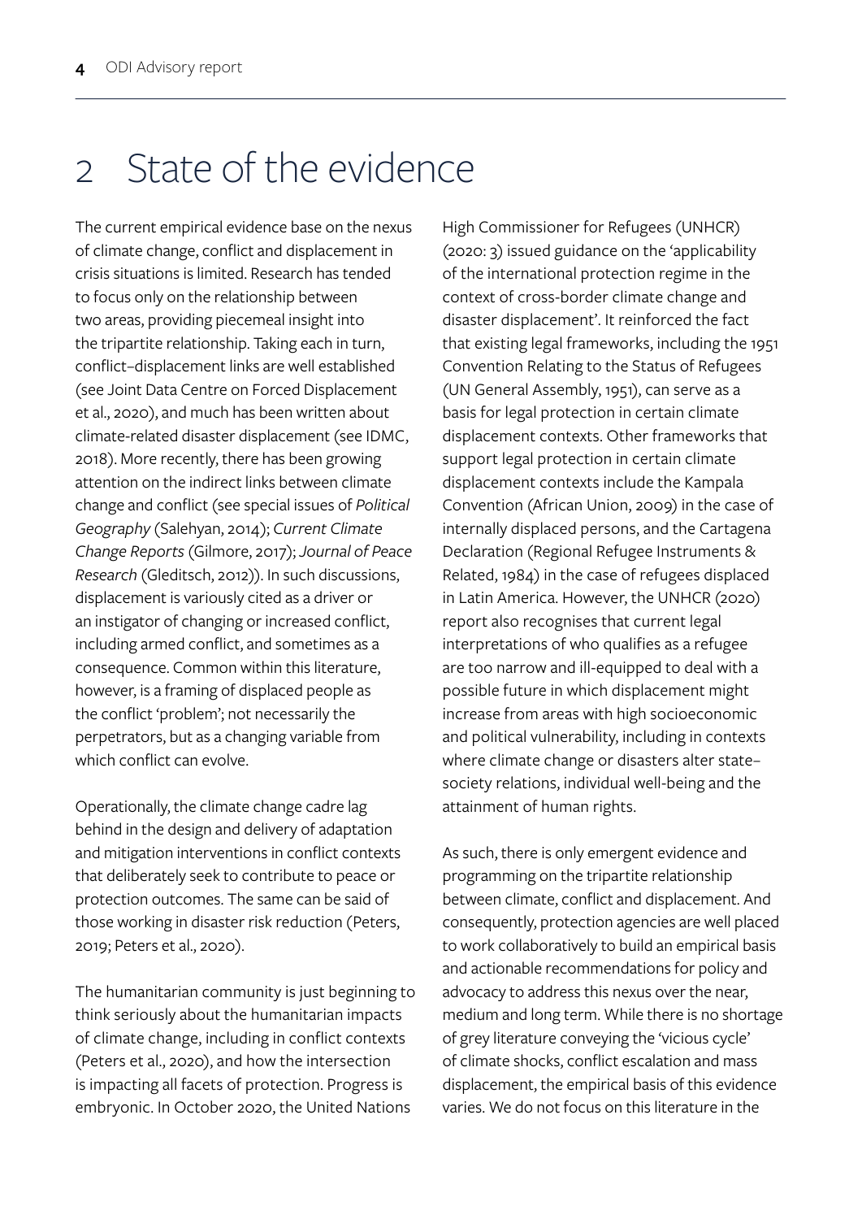# 2 State of the evidence

The current empirical evidence base on the nexus of climate change, conflict and displacement in crisis situations is limited. Research has tended to focus only on the relationship between two areas, providing piecemeal insight into the tripartite relationship. Taking each in turn, conflict–displacement links are well established (see Joint Data Centre on Forced Displacement et al., 2020), and much has been written about climate-related disaster displacement (see IDMC, 2018). More recently, there has been growing attention on the indirect links between climate change and conflict (see special issues of *Political Geography* (Salehyan, 2014); *Current Climate Change Reports* (Gilmore, 2017); *Journal of Peace Research* (Gleditsch, 2012)). In such discussions, displacement is variously cited as a driver or an instigator of changing or increased conflict, including armed conflict, and sometimes as a consequence. Common within this literature, however, is a framing of displaced people as the conflict 'problem'; not necessarily the perpetrators, but as a changing variable from which conflict can evolve.

Operationally, the climate change cadre lag behind in the design and delivery of adaptation and mitigation interventions in conflict contexts that deliberately seek to contribute to peace or protection outcomes. The same can be said of those working in disaster risk reduction (Peters, 2019; Peters et al., 2020).

The humanitarian community is just beginning to think seriously about the humanitarian impacts of climate change, including in conflict contexts (Peters et al., 2020), and how the intersection is impacting all facets of protection. Progress is embryonic. In October 2020, the United Nations High Commissioner for Refugees (UNHCR) (2020: 3) issued guidance on the 'applicability of the international protection regime in the context of cross-border climate change and disaster displacement'. It reinforced the fact that existing legal frameworks, including the 1951 Convention Relating to the Status of Refugees (UN General Assembly, 1951), can serve as a basis for legal protection in certain climate displacement contexts. Other frameworks that support legal protection in certain climate displacement contexts include the Kampala Convention (African Union, 2009) in the case of internally displaced persons, and the Cartagena Declaration (Regional Refugee Instruments & Related, 1984) in the case of refugees displaced in Latin America. However, the UNHCR (2020) report also recognises that current legal interpretations of who qualifies as a refugee are too narrow and ill-equipped to deal with a possible future in which displacement might increase from areas with high socioeconomic and political vulnerability, including in contexts where climate change or disasters alter state–society relations, individual well-being and the attainment of human rights.

As such, there is only emergent evidence and programming on the tripartite relationship between climate, conflict and displacement. And consequently, protection agencies are well placed to work collaboratively to build an empirical basis and actionable recommendations for policy and advocacy to address this nexus over the near, medium and long term. While there is no shortage of grey literature conveying the 'vicious cycle' of climate shocks, conflict escalation and mass displacement, the empirical basis of this evidence varies. We do not focus on this literature in the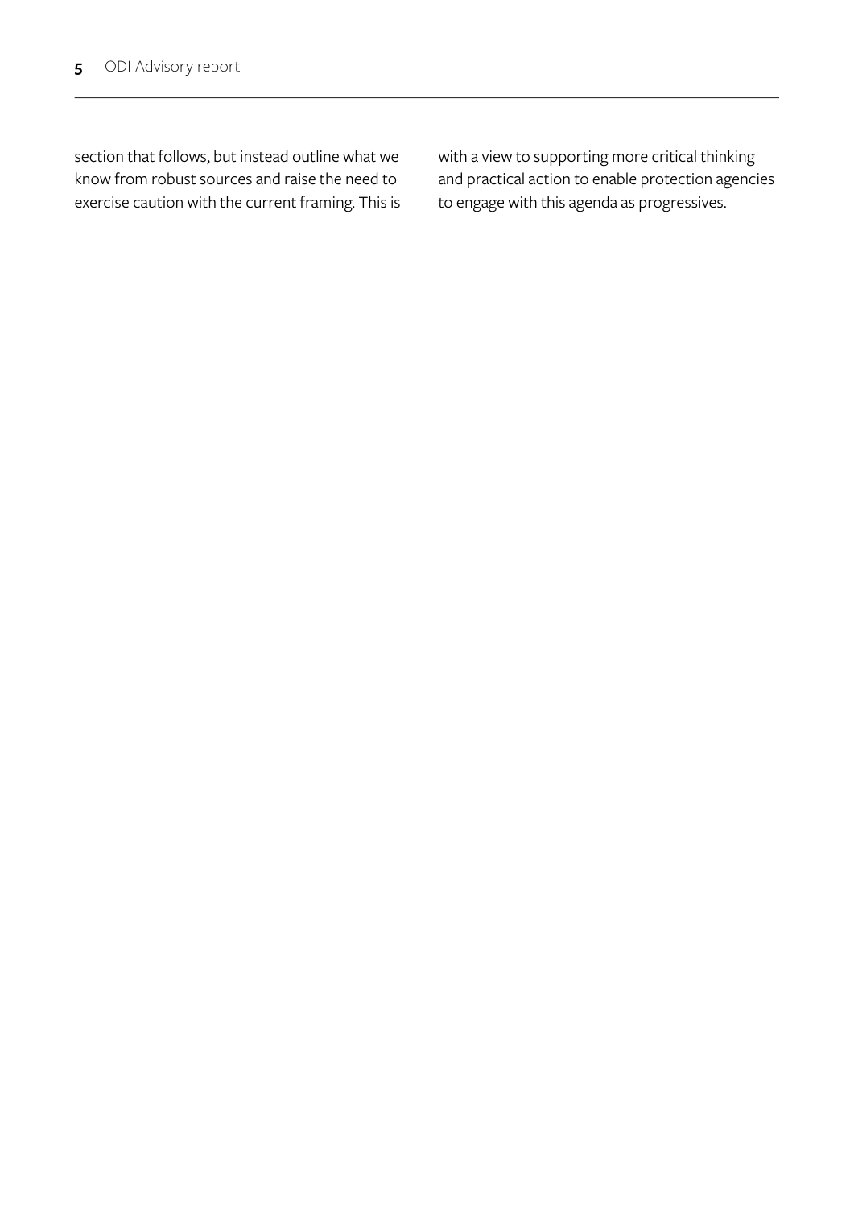section that follows, but instead outline what we know from robust sources and raise the need to exercise caution with the current framing. This is with a view to supporting more critical thinking and practical action to enable protection agencies to engage with this agenda as progressives.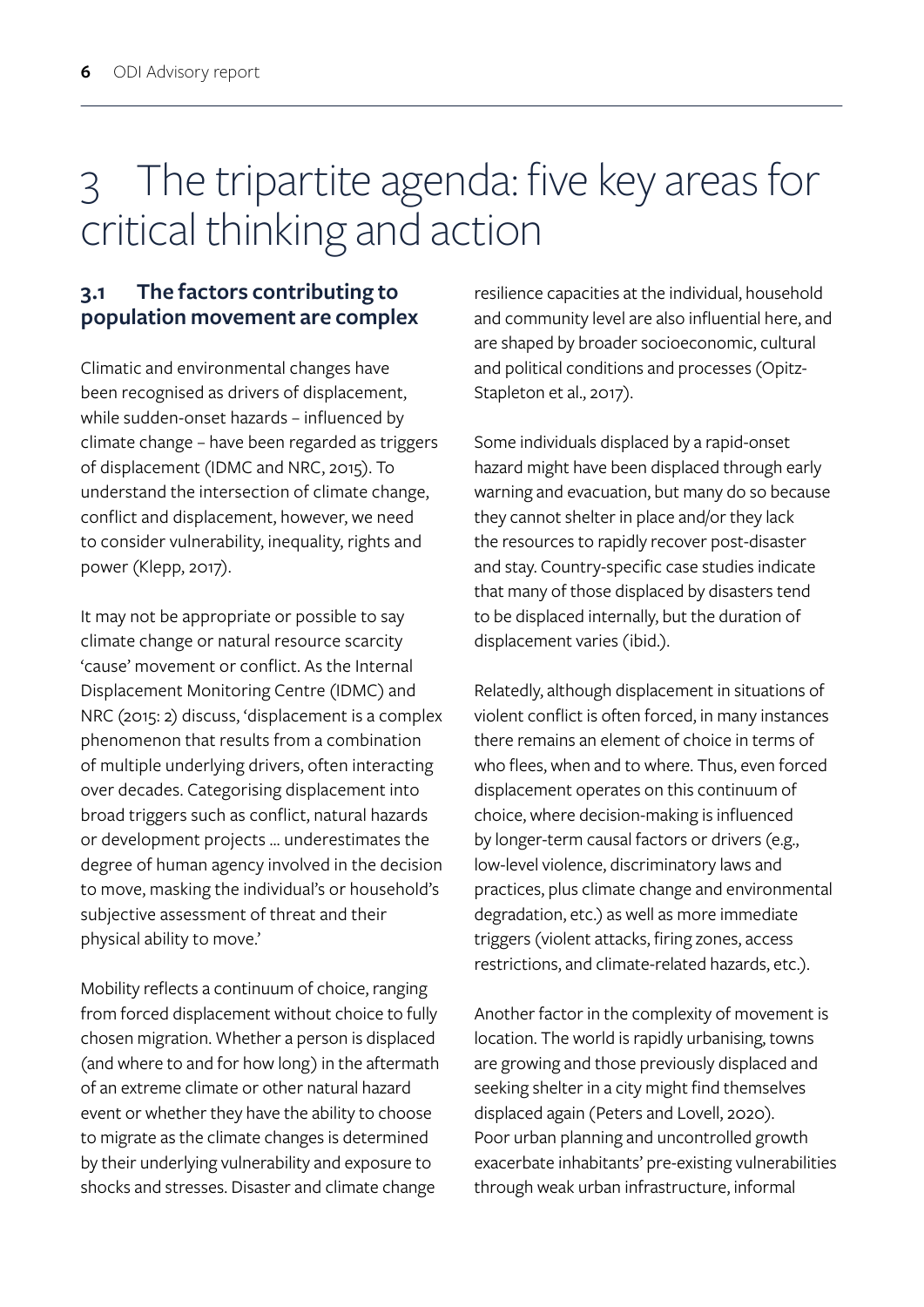# 3 The tripartite agenda: five key areas for critical thinking and action

## 3.1 The factors contributing to population movement are complex

Climatic and environmental changes have been recognised as drivers of displacement, while sudden-onset hazards – influenced by climate change – have been regarded as triggers of displacement (IDMC and NRC, 2015). To understand the intersection of climate change, conflict and displacement, however, we need to consider vulnerability, inequality, rights and power (Klepp, 2017).

It may not be appropriate or possible to say climate change or natural resource scarcity 'cause' movement or conflict. As the Internal Displacement Monitoring Centre (IDMC) and NRC (2015: 2) discuss, 'displacement is a complex phenomenon that results from a combination of multiple underlying drivers, often interacting over decades. Categorising displacement into broad triggers such as conflict, natural hazards or development projects … underestimates the degree of human agency involved in the decision to move, masking the individual's or household's subjective assessment of threat and their physical ability to move.'

Mobility reflects a continuum of choice, ranging from forced displacement without choice to fully chosen migration. Whether a person is displaced (and where to and for how long) in the aftermath of an extreme climate or other natural hazard event or whether they have the ability to choose to migrate as the climate changes is determined by their underlying vulnerability and exposure to shocks and stresses. Disaster and climate change resilience capacities at the individual, household and community level are also influential here, and are shaped by broader socioeconomic, cultural and political conditions and processes (Opitz-Stapleton et al., 2017).

Some individuals displaced by a rapid-onset hazard might have been displaced through early warning and evacuation, but many do so because they cannot shelter in place and/or they lack the resources to rapidly recover post-disaster and stay. Country-specific case studies indicate that many of those displaced by disasters tend to be displaced internally, but the duration of displacement varies (ibid.).

Relatedly, although displacement in situations of violent conflict is often forced, in many instances there remains an element of choice in terms of who flees, when and to where. Thus, even forced displacement operates on this continuum of choice, where decision-making is influenced by longer-term causal factors or drivers (e.g., low-level violence, discriminatory laws and practices, plus climate change and environmental degradation, etc.) as well as more immediate triggers (violent attacks, firing zones, access restrictions, and climate-related hazards, etc.).

Another factor in the complexity of movement is location. The world is rapidly urbanising, towns are growing and those previously displaced and seeking shelter in a city might find themselves displaced again (Peters and Lovell, 2020). Poor urban planning and uncontrolled growth exacerbate inhabitants' pre-existing vulnerabilities through weak urban infrastructure, informal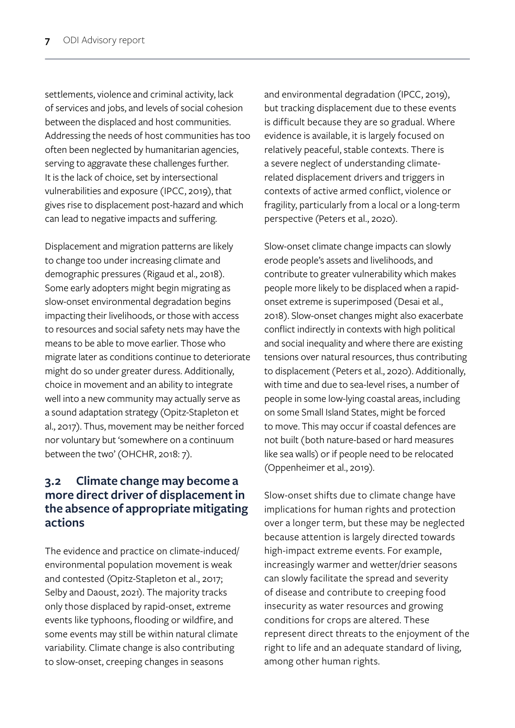settlements, violence and criminal activity, lack of services and jobs, and levels of social cohesion between the displaced and host communities. Addressing the needs of host communities has too often been neglected by humanitarian agencies, serving to aggravate these challenges further. It is the lack of choice, set by intersectional vulnerabilities and exposure (IPCC, 2019), that gives rise to displacement post-hazard and which can lead to negative impacts and suffering.

Displacement and migration patterns are likely to change too under increasing climate and demographic pressures (Rigaud et al., 2018). Some early adopters might begin migrating as slow-onset environmental degradation begins impacting their livelihoods, or those with access to resources and social safety nets may have the means to be able to move earlier. Those who migrate later as conditions continue to deteriorate might do so under greater duress. Additionally, choice in movement and an ability to integrate well into a new community may actually serve as a sound adaptation strategy (Opitz-Stapleton et al., 2017). Thus, movement may be neither forced nor voluntary but 'somewhere on a continuum between the two' (OHCHR, 2018: 7).

## 3.2 Climate change may become a more direct driver of displacement in the absence of appropriate mitigating actions

The evidence and practice on climate-induced/environmental population movement is weak and contested (Opitz-Stapleton et al., 2017; Selby and Daoust, 2021). The majority tracks only those displaced by rapid-onset, extreme events like typhoons, flooding or wildfire, and some events may still be within natural climate variability. Climate change is also contributing to slow-onset, creeping changes in seasons and environmental degradation (IPCC, 2019), but tracking displacement due to these events is difficult because they are so gradual. Where evidence is available, it is largely focused on relatively peaceful, stable contexts. There is a severe neglect of understanding climate-related displacement drivers and triggers in contexts of active armed conflict, violence or fragility, particularly from a local or a long-term perspective (Peters et al., 2020).

Slow-onset climate change impacts can slowly erode people's assets and livelihoods, and contribute to greater vulnerability which makes people more likely to be displaced when a rapid-onset extreme is superimposed (Desai et al., 2018). Slow-onset changes might also exacerbate conflict indirectly in contexts with high political and social inequality and where there are existing tensions over natural resources, thus contributing to displacement (Peters et al., 2020). Additionally, with time and due to sea-level rises, a number of people in some low-lying coastal areas, including on some Small Island States, might be forced to move. This may occur if coastal defences are not built (both nature-based or hard measures like sea walls) or if people need to be relocated (Oppenheimer et al., 2019).

Slow-onset shifts due to climate change have implications for human rights and protection over a longer term, but these may be neglected because attention is largely directed towards high-impact extreme events. For example, increasingly warmer and wetter/drier seasons can slowly facilitate the spread and severity of disease and contribute to creeping food insecurity as water resources and growing conditions for crops are altered. These represent direct threats to the enjoyment of the right to life and an adequate standard of living, among other human rights.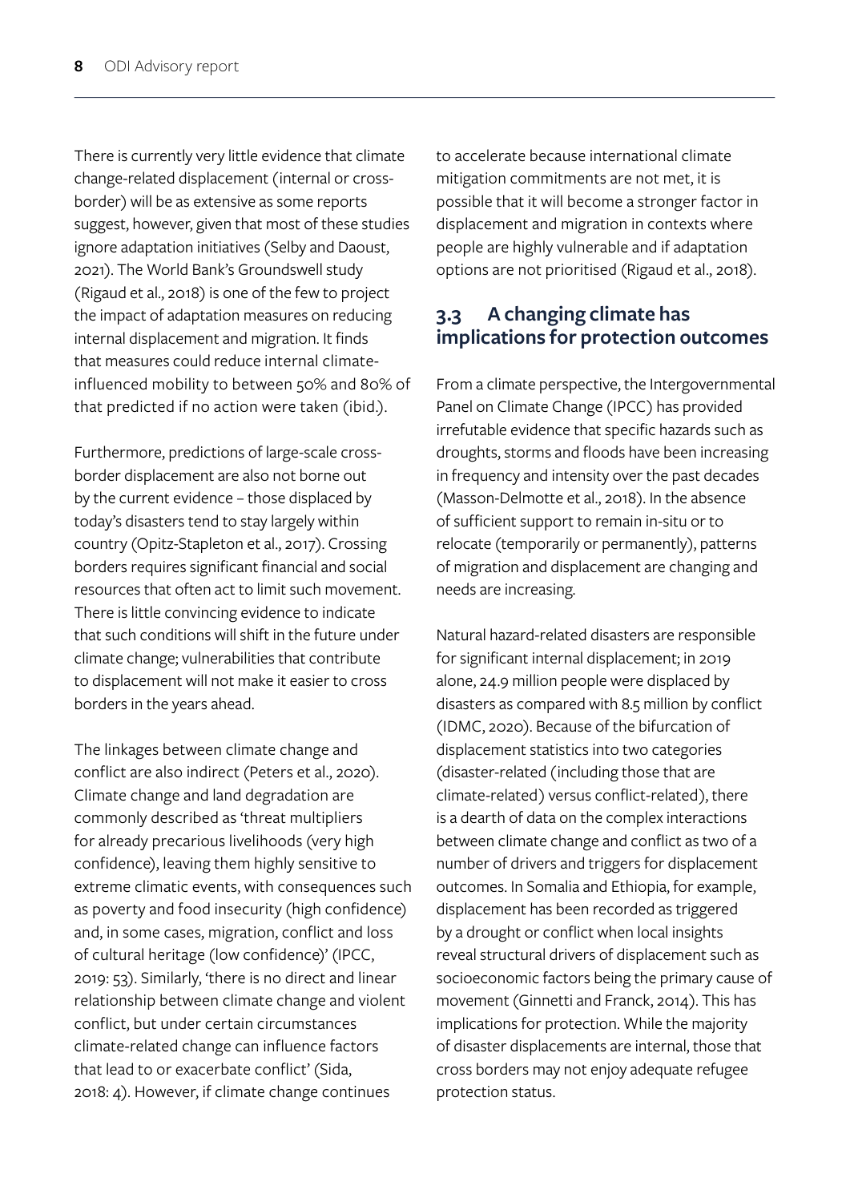There is currently very little evidence that climate change-related displacement (internal or cross-border) will be as extensive as some reports suggest, however, given that most of these studies ignore adaptation initiatives (Selby and Daoust, 2021). The World Bank's Groundswell study (Rigaud et al., 2018) is one of the few to project the impact of adaptation measures on reducing internal displacement and migration. It finds that measures could reduce internal climate-influenced mobility to between 50% and 80% of that predicted if no action were taken (ibid.).

Furthermore, predictions of large-scale cross-border displacement are also not borne out by the current evidence – those displaced by today's disasters tend to stay largely within country (Opitz-Stapleton et al., 2017). Crossing borders requires significant financial and social resources that often act to limit such movement. There is little convincing evidence to indicate that such conditions will shift in the future under climate change; vulnerabilities that contribute to displacement will not make it easier to cross borders in the years ahead.

The linkages between climate change and conflict are also indirect (Peters et al., 2020). Climate change and land degradation are commonly described as 'threat multipliers for already precarious livelihoods (very high confidence), leaving them highly sensitive to extreme climatic events, with consequences such as poverty and food insecurity (high confidence) and, in some cases, migration, conflict and loss of cultural heritage (low confidence)' (IPCC, 2019: 53). Similarly, 'there is no direct and linear relationship between climate change and violent conflict, but under certain circumstances climate-related change can influence factors that lead to or exacerbate conflict' (Sida, 2018: 4). However, if climate change continues to accelerate because international climate mitigation commitments are not met, it is possible that it will become a stronger factor in displacement and migration in contexts where people are highly vulnerable and if adaptation options are not prioritised (Rigaud et al., 2018).

## 3.3 A changing climate has implications for protection outcomes

From a climate perspective, the Intergovernmental Panel on Climate Change (IPCC) has provided irrefutable evidence that specific hazards such as droughts, storms and floods have been increasing in frequency and intensity over the past decades (Masson-Delmotte et al., 2018). In the absence of sufficient support to remain in-situ or to relocate (temporarily or permanently), patterns of migration and displacement are changing and needs are increasing.

Natural hazard-related disasters are responsible for significant internal displacement; in 2019 alone, 24.9 million people were displaced by disasters as compared with 8.5 million by conflict (IDMC, 2020). Because of the bifurcation of displacement statistics into two categories (disaster-related (including those that are climate-related) versus conflict-related), there is a dearth of data on the complex interactions between climate change and conflict as two of a number of drivers and triggers for displacement outcomes. In Somalia and Ethiopia, for example, displacement has been recorded as triggered by a drought or conflict when local insights reveal structural drivers of displacement such as socioeconomic factors being the primary cause of movement (Ginnetti and Franck, 2014). This has implications for protection. While the majority of disaster displacements are internal, those that cross borders may not enjoy adequate refugee protection status.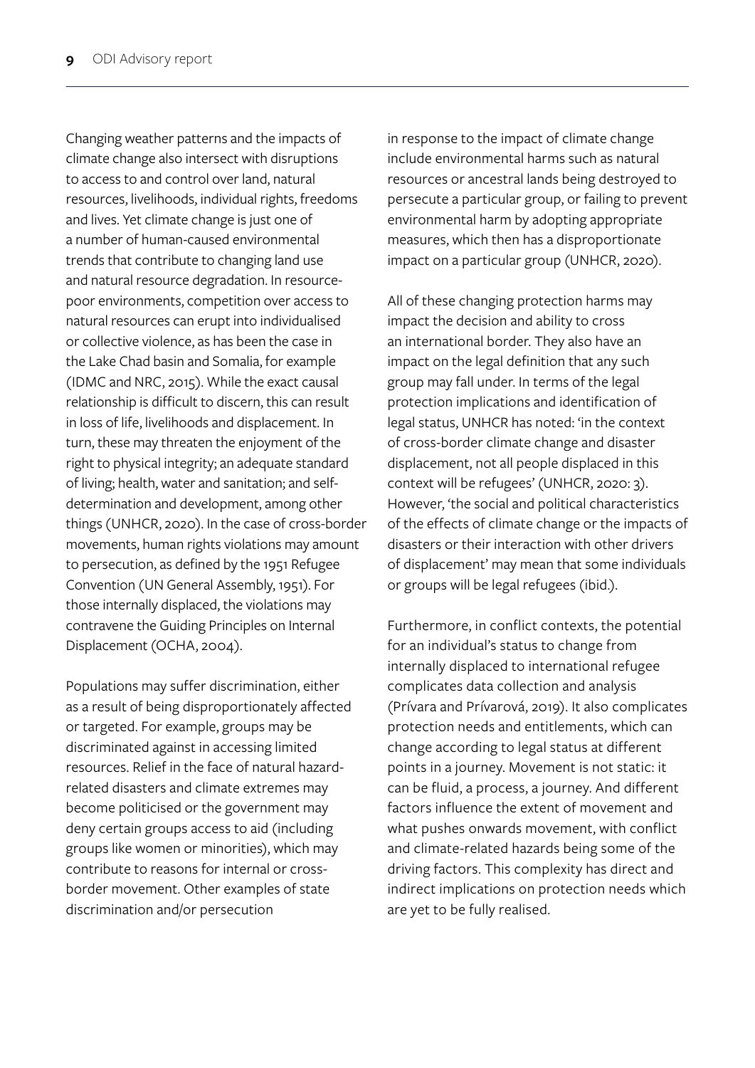Changing weather patterns and the impacts of climate change also intersect with disruptions to access to and control over land, natural resources, livelihoods, individual rights, freedoms and lives. Yet climate change is just one of a number of human-caused environmental trends that contribute to changing land use and natural resource degradation. In resource-poor environments, competition over access to natural resources can erupt into individualised or collective violence, as has been the case in the Lake Chad basin and Somalia, for example (IDMC and NRC, 2015). While the exact causal relationship is difficult to discern, this can result in loss of life, livelihoods and displacement. In turn, these may threaten the enjoyment of the right to physical integrity; an adequate standard of living; health, water and sanitation; and self-determination and development, among other things (UNHCR, 2020). In the case of cross-border movements, human rights violations may amount to persecution, as defined by the 1951 Refugee Convention (UN General Assembly, 1951). For those internally displaced, the violations may contravene the Guiding Principles on Internal Displacement (OCHA, 2004).

Populations may suffer discrimination, either as a result of being disproportionately affected or targeted. For example, groups may be discriminated against in accessing limited resources. Relief in the face of natural hazard-related disasters and climate extremes may become politicised or the government may deny certain groups access to aid (including groups like women or minorities), which may contribute to reasons for internal or cross-border movement. Other examples of state discrimination and/or persecution in response to the impact of climate change include environmental harms such as natural resources or ancestral lands being destroyed to persecute a particular group, or failing to prevent environmental harm by adopting appropriate measures, which then has a disproportionate impact on a particular group (UNHCR, 2020).

All of these changing protection harms may impact the decision and ability to cross an international border. They also have an impact on the legal definition that any such group may fall under. In terms of the legal protection implications and identification of legal status, UNHCR has noted: 'in the context of cross-border climate change and disaster displacement, not all people displaced in this context will be refugees' (UNHCR, 2020: 3). However, 'the social and political characteristics of the effects of climate change or the impacts of disasters or their interaction with other drivers of displacement' may mean that some individuals or groups will be legal refugees (ibid.).

Furthermore, in conflict contexts, the potential for an individual's status to change from internally displaced to international refugee complicates data collection and analysis (Prívara and Prívarová, 2019). It also complicates protection needs and entitlements, which can change according to legal status at different points in a journey. Movement is not static: it can be fluid, a process, a journey. And different factors influence the extent of movement and what pushes onwards movement, with conflict and climate-related hazards being some of the driving factors. This complexity has direct and indirect implications on protection needs which are yet to be fully realised.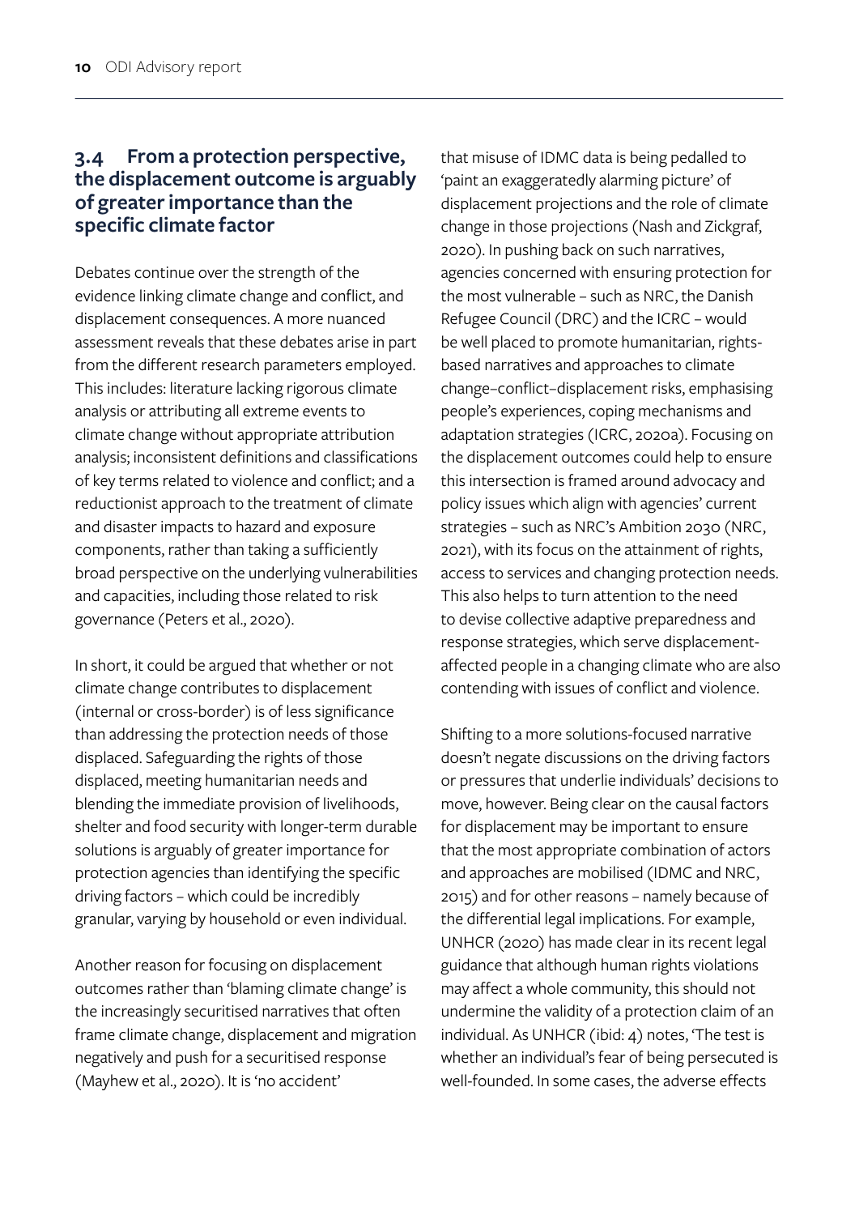### 3.4 From a protection perspective, the displacement outcome is arguably of greater importance than the specific climate factor

Debates continue over the strength of the evidence linking climate change and conflict, and displacement consequences. A more nuanced assessment reveals that these debates arise in part from the different research parameters employed. This includes: literature lacking rigorous climate analysis or attributing all extreme events to climate change without appropriate attribution analysis; inconsistent definitions and classifications of key terms related to violence and conflict; and a reductionist approach to the treatment of climate and disaster impacts to hazard and exposure components, rather than taking a sufficiently broad perspective on the underlying vulnerabilities and capacities, including those related to risk governance (Peters et al., 2020).

In short, it could be argued that whether or not climate change contributes to displacement (internal or cross-border) is of less significance than addressing the protection needs of those displaced. Safeguarding the rights of those displaced, meeting humanitarian needs and blending the immediate provision of livelihoods, shelter and food security with longer-term durable solutions is arguably of greater importance for protection agencies than identifying the specific driving factors – which could be incredibly granular, varying by household or even individual.

Another reason for focusing on displacement outcomes rather than 'blaming climate change' is the increasingly securitised narratives that often frame climate change, displacement and migration negatively and push for a securitised response (Mayhew et al., 2020). It is 'no accident' that misuse of IDMC data is being pedalled to 'paint an exaggeratedly alarming picture' of displacement projections and the role of climate change in those projections (Nash and Zickgraf, 2020). In pushing back on such narratives, agencies concerned with ensuring protection for the most vulnerable – such as NRC, the Danish Refugee Council (DRC) and the ICRC – would be well placed to promote humanitarian, rights-based narratives and approaches to climate change–conflict–displacement risks, emphasising people's experiences, coping mechanisms and adaptation strategies (ICRC, 2020a). Focusing on the displacement outcomes could help to ensure this intersection is framed around advocacy and policy issues which align with agencies' current strategies – such as NRC's Ambition 2030 (NRC, 2021), with its focus on the attainment of rights, access to services and changing protection needs. This also helps to turn attention to the need to devise collective adaptive preparedness and response strategies, which serve displacement-affected people in a changing climate who are also contending with issues of conflict and violence.

Shifting to a more solutions-focused narrative doesn't negate discussions on the driving factors or pressures that underlie individuals' decisions to move, however. Being clear on the causal factors for displacement may be important to ensure that the most appropriate combination of actors and approaches are mobilised (IDMC and NRC, 2015) and for other reasons – namely because of the differential legal implications. For example, UNHCR (2020) has made clear in its recent legal guidance that although human rights violations may affect a whole community, this should not undermine the validity of a protection claim of an individual. As UNHCR (ibid: 4) notes, 'The test is whether an individual's fear of being persecuted is well-founded. In some cases, the adverse effects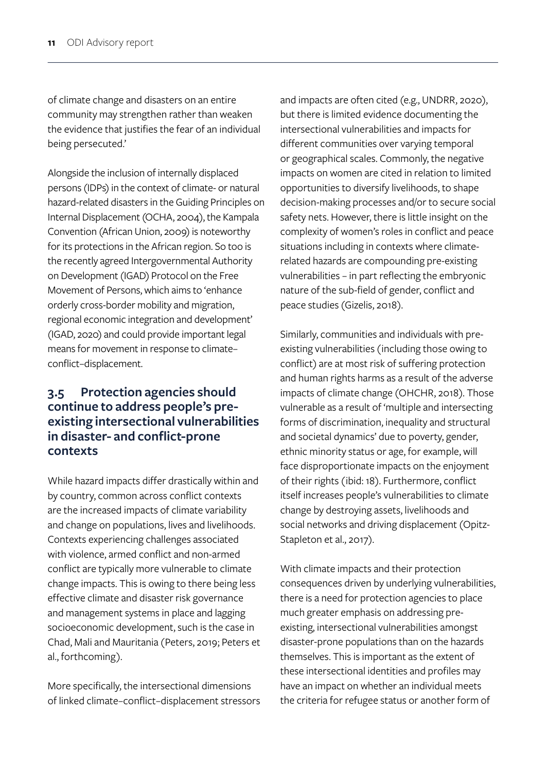of climate change and disasters on an entire community may strengthen rather than weaken the evidence that justifies the fear of an individual being persecuted.'

Alongside the inclusion of internally displaced persons (IDPs) in the context of climate- or natural hazard-related disasters in the Guiding Principles on Internal Displacement (OCHA, 2004), the Kampala Convention (African Union, 2009) is noteworthy for its protections in the African region. So too is the recently agreed Intergovernmental Authority on Development (IGAD) Protocol on the Free Movement of Persons, which aims to 'enhance orderly cross-border mobility and migration, regional economic integration and development' (IGAD, 2020) and could provide important legal means for movement in response to climate–conflict–displacement.

## 3.5 Protection agencies should continue to address people's pre-existing intersectional vulnerabilities in disaster- and conflict-prone contexts

While hazard impacts differ drastically within and by country, common across conflict contexts are the increased impacts of climate variability and change on populations, lives and livelihoods. Contexts experiencing challenges associated with violence, armed conflict and non-armed conflict are typically more vulnerable to climate change impacts. This is owing to there being less effective climate and disaster risk governance and management systems in place and lagging socioeconomic development, such is the case in Chad, Mali and Mauritania (Peters, 2019; Peters et al., forthcoming).

More specifically, the intersectional dimensions of linked climate–conflict–displacement stressors and impacts are often cited (e.g., UNDRR, 2020), but there is limited evidence documenting the intersectional vulnerabilities and impacts for different communities over varying temporal or geographical scales. Commonly, the negative impacts on women are cited in relation to limited opportunities to diversify livelihoods, to shape decision-making processes and/or to secure social safety nets. However, there is little insight on the complexity of women's roles in conflict and peace situations including in contexts where climate-related hazards are compounding pre-existing vulnerabilities – in part reflecting the embryonic nature of the sub-field of gender, conflict and peace studies (Gizelis, 2018).

Similarly, communities and individuals with pre-existing vulnerabilities (including those owing to conflict) are at most risk of suffering protection and human rights harms as a result of the adverse impacts of climate change (OHCHR, 2018). Those vulnerable as a result of 'multiple and intersecting forms of discrimination, inequality and structural and societal dynamics' due to poverty, gender, ethnic minority status or age, for example, will face disproportionate impacts on the enjoyment of their rights (ibid: 18). Furthermore, conflict itself increases people's vulnerabilities to climate change by destroying assets, livelihoods and social networks and driving displacement (Opitz-Stapleton et al., 2017).

With climate impacts and their protection consequences driven by underlying vulnerabilities, there is a need for protection agencies to place much greater emphasis on addressing pre-existing, intersectional vulnerabilities amongst disaster-prone populations than on the hazards themselves. This is important as the extent of these intersectional identities and profiles may have an impact on whether an individual meets the criteria for refugee status or another form of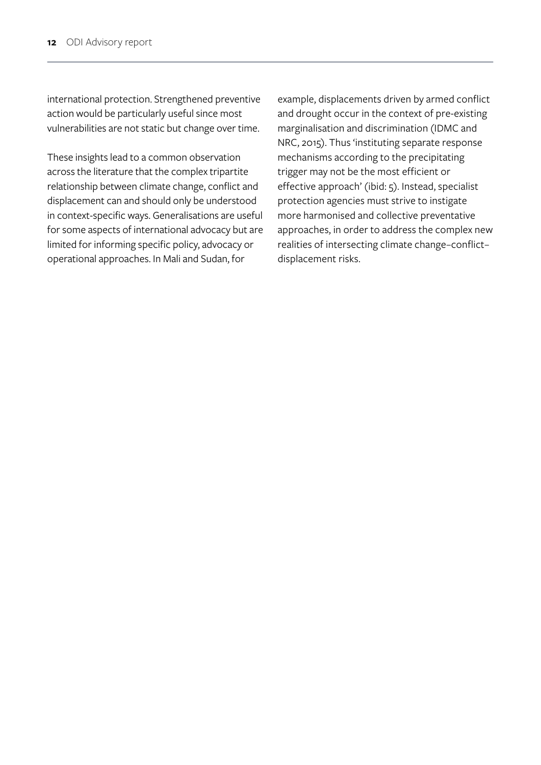international protection. Strengthened preventive action would be particularly useful since most vulnerabilities are not static but change over time.

These insights lead to a common observation across the literature that the complex tripartite relationship between climate change, conflict and displacement can and should only be understood in context-specific ways. Generalisations are useful for some aspects of international advocacy but are limited for informing specific policy, advocacy or operational approaches. In Mali and Sudan, for example, displacements driven by armed conflict and drought occur in the context of pre-existing marginalisation and discrimination (IDMC and NRC, 2015). Thus 'instituting separate response mechanisms according to the precipitating trigger may not be the most efficient or effective approach' (ibid: 5). Instead, specialist protection agencies must strive to instigate more harmonised and collective preventative approaches, in order to address the complex new realities of intersecting climate change–conflict–displacement risks.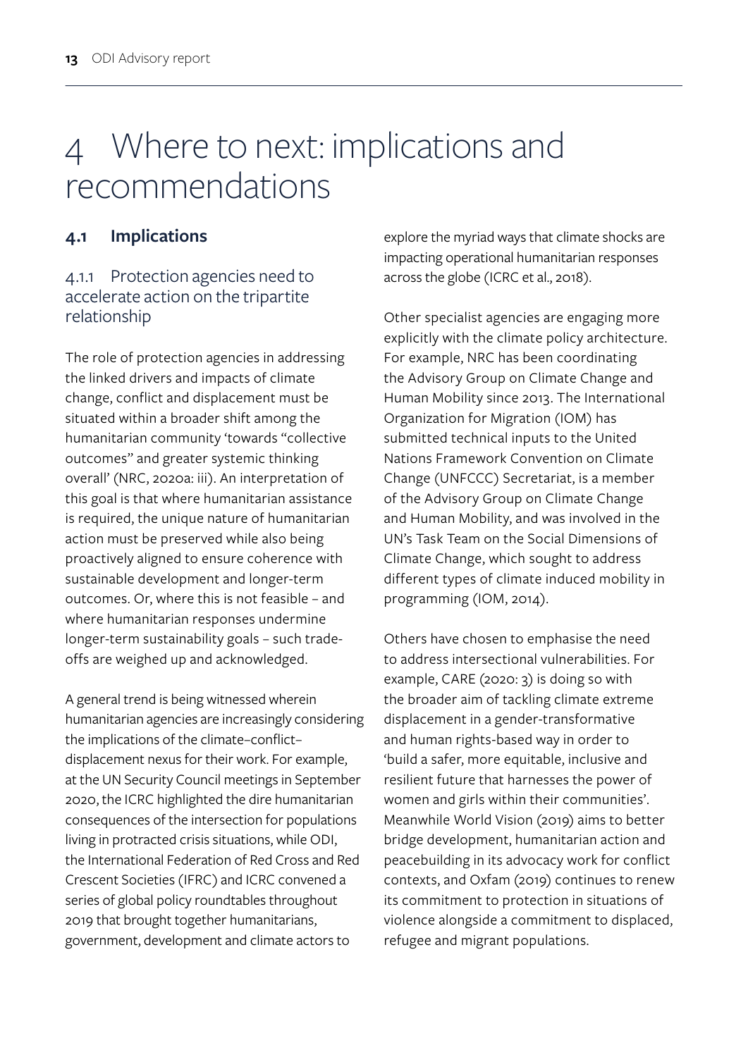# 4 Where to next: implications and recommendations

## 4.1 Implications

### 4.1.1 Protection agencies need to accelerate action on the tripartite relationship

The role of protection agencies in addressing the linked drivers and impacts of climate change, conflict and displacement must be situated within a broader shift among the humanitarian community 'towards "collective outcomes" and greater systemic thinking overall' (NRC, 2020a: iii). An interpretation of this goal is that where humanitarian assistance is required, the unique nature of humanitarian action must be preserved while also being proactively aligned to ensure coherence with sustainable development and longer-term outcomes. Or, where this is not feasible – and where humanitarian responses undermine longer-term sustainability goals – such trade-offs are weighed up and acknowledged.

A general trend is being witnessed wherein humanitarian agencies are increasingly considering the implications of the climate–conflict–displacement nexus for their work. For example, at the UN Security Council meetings in September 2020, the ICRC highlighted the dire humanitarian consequences of the intersection for populations living in protracted crisis situations, while ODI, the International Federation of Red Cross and Red Crescent Societies (IFRC) and ICRC convened a series of global policy roundtables throughout 2019 that brought together humanitarians, government, development and climate actors to explore the myriad ways that climate shocks are impacting operational humanitarian responses across the globe (ICRC et al., 2018).

Other specialist agencies are engaging more explicitly with the climate policy architecture. For example, NRC has been coordinating the Advisory Group on Climate Change and Human Mobility since 2013. The International Organization for Migration (IOM) has submitted technical inputs to the United Nations Framework Convention on Climate Change (UNFCCC) Secretariat, is a member of the Advisory Group on Climate Change and Human Mobility, and was involved in the UN's Task Team on the Social Dimensions of Climate Change, which sought to address different types of climate induced mobility in programming (IOM, 2014).

Others have chosen to emphasise the need to address intersectional vulnerabilities. For example, CARE (2020: 3) is doing so with the broader aim of tackling climate extreme displacement in a gender-transformative and human rights-based way in order to 'build a safer, more equitable, inclusive and resilient future that harnesses the power of women and girls within their communities'. Meanwhile World Vision (2019) aims to better bridge development, humanitarian action and peacebuilding in its advocacy work for conflict contexts, and Oxfam (2019) continues to renew its commitment to protection in situations of violence alongside a commitment to displaced, refugee and migrant populations.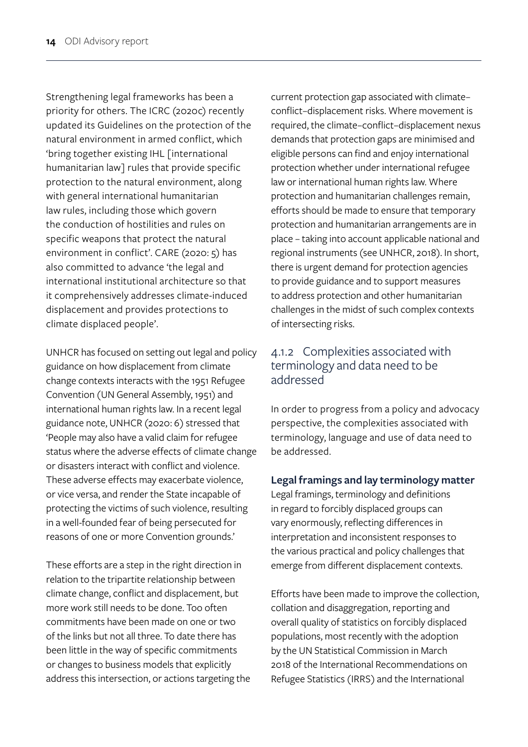Strengthening legal frameworks has been a priority for others. The ICRC (2020c) recently updated its Guidelines on the protection of the natural environment in armed conflict, which 'bring together existing IHL [international humanitarian law] rules that provide specific protection to the natural environment, along with general international humanitarian law rules, including those which govern the conduction of hostilities and rules on specific weapons that protect the natural environment in conflict'. CARE (2020: 5) has also committed to advance 'the legal and international institutional architecture so that it comprehensively addresses climate-induced displacement and provides protections to climate displaced people'.

UNHCR has focused on setting out legal and policy guidance on how displacement from climate change contexts interacts with the 1951 Refugee Convention (UN General Assembly, 1951) and international human rights law. In a recent legal guidance note, UNHCR (2020: 6) stressed that 'People may also have a valid claim for refugee status where the adverse effects of climate change or disasters interact with conflict and violence. These adverse effects may exacerbate violence, or vice versa, and render the State incapable of protecting the victims of such violence, resulting in a well-founded fear of being persecuted for reasons of one or more Convention grounds.'

These efforts are a step in the right direction in relation to the tripartite relationship between climate change, conflict and displacement, but more work still needs to be done. Too often commitments have been made on one or two of the links but not all three. To date there has been little in the way of specific commitments or changes to business models that explicitly address this intersection, or actions targeting the current protection gap associated with climate–conflict–displacement risks. Where movement is required, the climate–conflict–displacement nexus demands that protection gaps are minimised and eligible persons can find and enjoy international protection whether under international refugee law or international human rights law. Where protection and humanitarian challenges remain, efforts should be made to ensure that temporary protection and humanitarian arrangements are in place – taking into account applicable national and regional instruments (see UNHCR, 2018). In short, there is urgent demand for protection agencies to provide guidance and to support measures to address protection and other humanitarian challenges in the midst of such complex contexts of intersecting risks.

### 4.1.2 Complexities associated with terminology and data need to be addressed

In order to progress from a policy and advocacy perspective, the complexities associated with terminology, language and use of data need to be addressed.

**Legal framings and lay terminology matter**

Legal framings, terminology and definitions in regard to forcibly displaced groups can vary enormously, reflecting differences in interpretation and inconsistent responses to the various practical and policy challenges that emerge from different displacement contexts.

Efforts have been made to improve the collection, collation and disaggregation, reporting and overall quality of statistics on forcibly displaced populations, most recently with the adoption by the UN Statistical Commission in March 2018 of the International Recommendations on Refugee Statistics (IRRS) and the International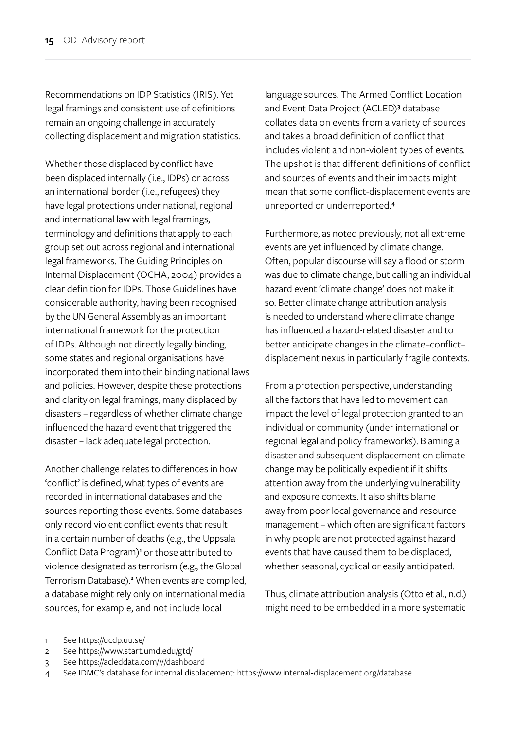Recommendations on IDP Statistics (IRIS). Yet legal framings and consistent use of definitions remain an ongoing challenge in accurately collecting displacement and migration statistics.

Whether those displaced by conflict have been displaced internally (i.e., IDPs) or across an international border (i.e., refugees) they have legal protections under national, regional and international law with legal framings, terminology and definitions that apply to each group set out across regional and international legal frameworks. The Guiding Principles on Internal Displacement (OCHA, 2004) provides a clear definition for IDPs. Those Guidelines have considerable authority, having been recognised by the UN General Assembly as an important international framework for the protection of IDPs. Although not directly legally binding, some states and regional organisations have incorporated them into their binding national laws and policies. However, despite these protections and clarity on legal framings, many displaced by disasters – regardless of whether climate change influenced the hazard event that triggered the disaster – lack adequate legal protection.

Another challenge relates to differences in how 'conflict' is defined, what types of events are recorded in international databases and the sources reporting those events. Some databases only record violent conflict events that result in a certain number of deaths (e.g., the Uppsala Conflict Data Program)[1] or those attributed to violence designated as terrorism (e.g., the Global Terrorism Database).[2] When events are compiled, a database might rely only on international media sources, for example, and not include local language sources. The Armed Conflict Location and Event Data Project (ACLED)[3] database collates data on events from a variety of sources and takes a broad definition of conflict that includes violent and non-violent types of events. The upshot is that different definitions of conflict and sources of events and their impacts might mean that some conflict-displacement events are unreported or underreported.[4]

Furthermore, as noted previously, not all extreme events are yet influenced by climate change. Often, popular discourse will say a flood or storm was due to climate change, but calling an individual hazard event 'climate change' does not make it so. Better climate change attribution analysis is needed to understand where climate change has influenced a hazard-related disaster and to better anticipate changes in the climate–conflict–displacement nexus in particularly fragile contexts.

From a protection perspective, understanding all the factors that have led to movement can impact the level of legal protection granted to an individual or community (under international or regional legal and policy frameworks). Blaming a disaster and subsequent displacement on climate change may be politically expedient if it shifts attention away from the underlying vulnerability and exposure contexts. It also shifts blame away from poor local governance and resource management – which often are significant factors in why people are not protected against hazard events that have caused them to be displaced, whether seasonal, cyclical or easily anticipated.

Thus, climate attribution analysis (Otto et al., n.d.) might need to be embedded in a more systematic

---

1 See https://ucdp.uu.se/

2 See https://www.start.umd.edu/gtd/

3 See https://acleddata.com/#/dashboard

4 See IDMC's database for internal displacement: https://www.internal-displacement.org/database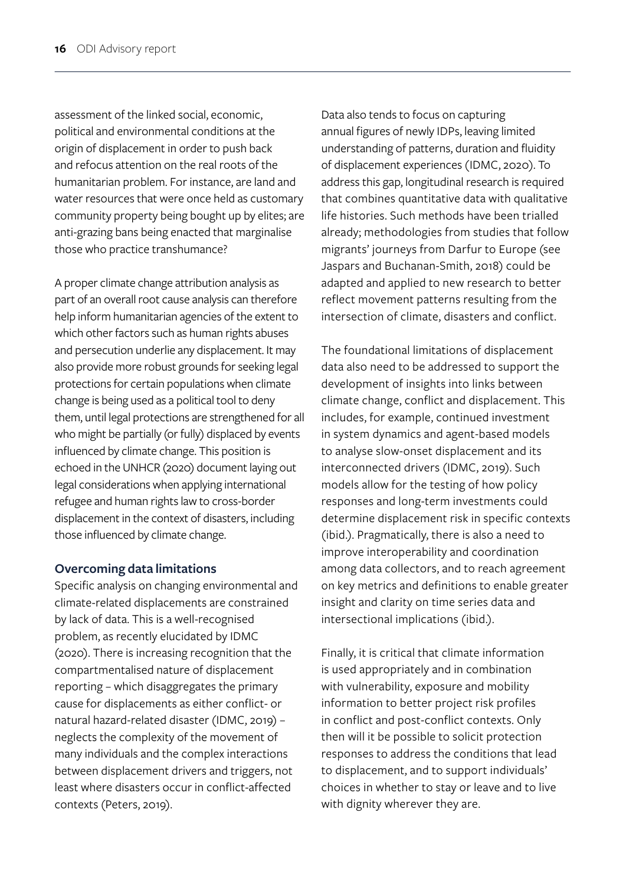assessment of the linked social, economic, political and environmental conditions at the origin of displacement in order to push back and refocus attention on the real roots of the humanitarian problem. For instance, are land and water resources that were once held as customary community property being bought up by elites; are anti-grazing bans being enacted that marginalise those who practice transhumance?

A proper climate change attribution analysis as part of an overall root cause analysis can therefore help inform humanitarian agencies of the extent to which other factors such as human rights abuses and persecution underlie any displacement. It may also provide more robust grounds for seeking legal protections for certain populations when climate change is being used as a political tool to deny them, until legal protections are strengthened for all who might be partially (or fully) displaced by events influenced by climate change. This position is echoed in the UNHCR (2020) document laying out legal considerations when applying international refugee and human rights law to cross-border displacement in the context of disasters, including those influenced by climate change.

### Overcoming data limitations

Specific analysis on changing environmental and climate-related displacements are constrained by lack of data. This is a well-recognised problem, as recently elucidated by IDMC (2020). There is increasing recognition that the compartmentalised nature of displacement reporting – which disaggregates the primary cause for displacements as either conflict- or natural hazard-related disaster (IDMC, 2019) – neglects the complexity of the movement of many individuals and the complex interactions between displacement drivers and triggers, not least where disasters occur in conflict-affected contexts (Peters, 2019).

Data also tends to focus on capturing annual figures of newly IDPs, leaving limited understanding of patterns, duration and fluidity of displacement experiences (IDMC, 2020). To address this gap, longitudinal research is required that combines quantitative data with qualitative life histories. Such methods have been trialled already; methodologies from studies that follow migrants' journeys from Darfur to Europe (see Jaspars and Buchanan-Smith, 2018) could be adapted and applied to new research to better reflect movement patterns resulting from the intersection of climate, disasters and conflict.

The foundational limitations of displacement data also need to be addressed to support the development of insights into links between climate change, conflict and displacement. This includes, for example, continued investment in system dynamics and agent-based models to analyse slow-onset displacement and its interconnected drivers (IDMC, 2019). Such models allow for the testing of how policy responses and long-term investments could determine displacement risk in specific contexts (ibid.). Pragmatically, there is also a need to improve interoperability and coordination among data collectors, and to reach agreement on key metrics and definitions to enable greater insight and clarity on time series data and intersectional implications (ibid.).

Finally, it is critical that climate information is used appropriately and in combination with vulnerability, exposure and mobility information to better project risk profiles in conflict and post-conflict contexts. Only then will it be possible to solicit protection responses to address the conditions that lead to displacement, and to support individuals' choices in whether to stay or leave and to live with dignity wherever they are.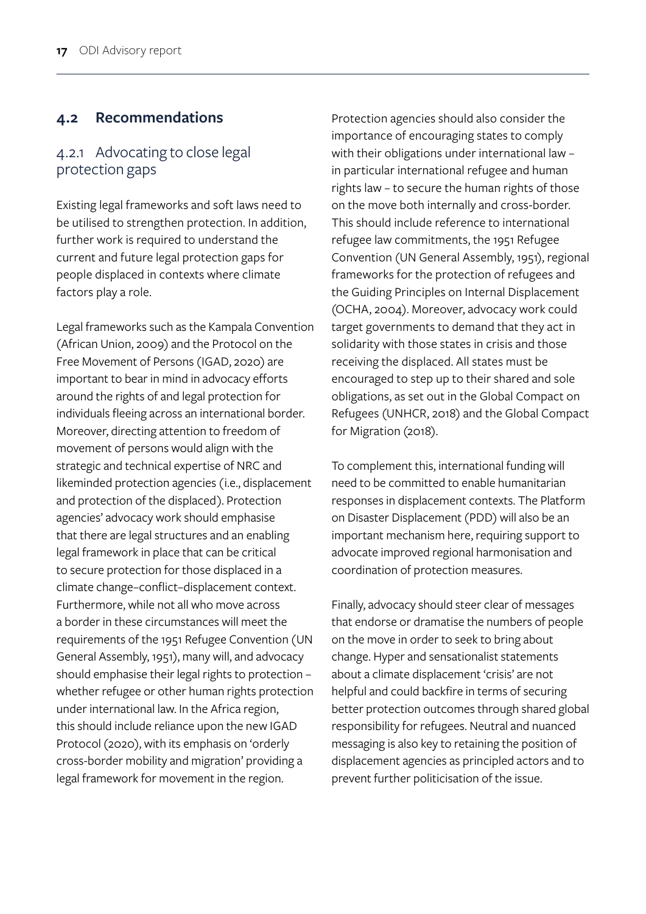## 4.2 Recommendations

### 4.2.1 Advocating to close legal protection gaps

Existing legal frameworks and soft laws need to be utilised to strengthen protection. In addition, further work is required to understand the current and future legal protection gaps for people displaced in contexts where climate factors play a role.

Legal frameworks such as the Kampala Convention (African Union, 2009) and the Protocol on the Free Movement of Persons (IGAD, 2020) are important to bear in mind in advocacy efforts around the rights of and legal protection for individuals fleeing across an international border. Moreover, directing attention to freedom of movement of persons would align with the strategic and technical expertise of NRC and likeminded protection agencies (i.e., displacement and protection of the displaced). Protection agencies' advocacy work should emphasise that there are legal structures and an enabling legal framework in place that can be critical to secure protection for those displaced in a climate change–conflict–displacement context. Furthermore, while not all who move across a border in these circumstances will meet the requirements of the 1951 Refugee Convention (UN General Assembly, 1951), many will, and advocacy should emphasise their legal rights to protection – whether refugee or other human rights protection under international law. In the Africa region, this should include reliance upon the new IGAD Protocol (2020), with its emphasis on 'orderly cross-border mobility and migration' providing a legal framework for movement in the region.

Protection agencies should also consider the importance of encouraging states to comply with their obligations under international law – in particular international refugee and human rights law – to secure the human rights of those on the move both internally and cross-border. This should include reference to international refugee law commitments, the 1951 Refugee Convention (UN General Assembly, 1951), regional frameworks for the protection of refugees and the Guiding Principles on Internal Displacement (OCHA, 2004). Moreover, advocacy work could target governments to demand that they act in solidarity with those states in crisis and those receiving the displaced. All states must be encouraged to step up to their shared and sole obligations, as set out in the Global Compact on Refugees (UNHCR, 2018) and the Global Compact for Migration (2018).

To complement this, international funding will need to be committed to enable humanitarian responses in displacement contexts. The Platform on Disaster Displacement (PDD) will also be an important mechanism here, requiring support to advocate improved regional harmonisation and coordination of protection measures.

Finally, advocacy should steer clear of messages that endorse or dramatise the numbers of people on the move in order to seek to bring about change. Hyper and sensationalist statements about a climate displacement 'crisis' are not helpful and could backfire in terms of securing better protection outcomes through shared global responsibility for refugees. Neutral and nuanced messaging is also key to retaining the position of displacement agencies as principled actors and to prevent further politicisation of the issue.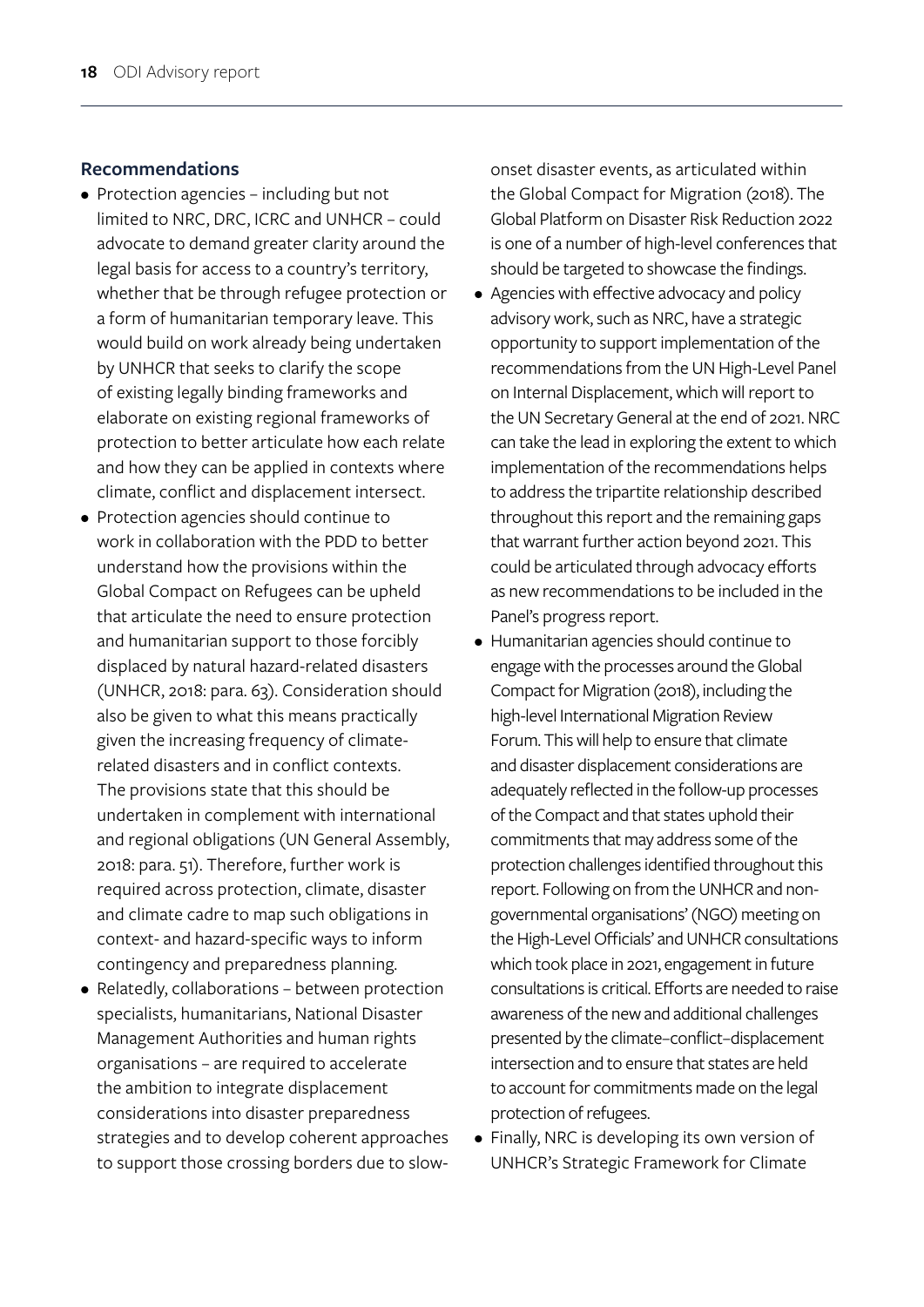### Recommendations

- Protection agencies – including but not limited to NRC, DRC, ICRC and UNHCR – could advocate to demand greater clarity around the legal basis for access to a country's territory, whether that be through refugee protection or a form of humanitarian temporary leave. This would build on work already being undertaken by UNHCR that seeks to clarify the scope of existing legally binding frameworks and elaborate on existing regional frameworks of protection to better articulate how each relate and how they can be applied in contexts where climate, conflict and displacement intersect.
- Protection agencies should continue to work in collaboration with the PDD to better understand how the provisions within the Global Compact on Refugees can be upheld that articulate the need to ensure protection and humanitarian support to those forcibly displaced by natural hazard-related disasters (UNHCR, 2018: para. 63). Consideration should also be given to what this means practically given the increasing frequency of climate-related disasters and in conflict contexts. The provisions state that this should be undertaken in complement with international and regional obligations (UN General Assembly, 2018: para. 51). Therefore, further work is required across protection, climate, disaster and climate cadre to map such obligations in context- and hazard-specific ways to inform contingency and preparedness planning.
- Relatedly, collaborations – between protection specialists, humanitarians, National Disaster Management Authorities and human rights organisations – are required to accelerate the ambition to integrate displacement considerations into disaster preparedness strategies and to develop coherent approaches to support those crossing borders due to slow-onset disaster events, as articulated within the Global Compact for Migration (2018). The Global Platform on Disaster Risk Reduction 2022 is one of a number of high-level conferences that should be targeted to showcase the findings.
- Agencies with effective advocacy and policy advisory work, such as NRC, have a strategic opportunity to support implementation of the recommendations from the UN High-Level Panel on Internal Displacement, which will report to the UN Secretary General at the end of 2021. NRC can take the lead in exploring the extent to which implementation of the recommendations helps to address the tripartite relationship described throughout this report and the remaining gaps that warrant further action beyond 2021. This could be articulated through advocacy efforts as new recommendations to be included in the Panel's progress report.
- Humanitarian agencies should continue to engage with the processes around the Global Compact for Migration (2018), including the high-level International Migration Review Forum. This will help to ensure that climate and disaster displacement considerations are adequately reflected in the follow-up processes of the Compact and that states uphold their commitments that may address some of the protection challenges identified throughout this report. Following on from the UNHCR and non-governmental organisations' (NGO) meeting on the High-Level Officials' and UNHCR consultations which took place in 2021, engagement in future consultations is critical. Efforts are needed to raise awareness of the new and additional challenges presented by the climate–conflict–displacement intersection and to ensure that states are held to account for commitments made on the legal protection of refugees.
- Finally, NRC is developing its own version of UNHCR's Strategic Framework for Climate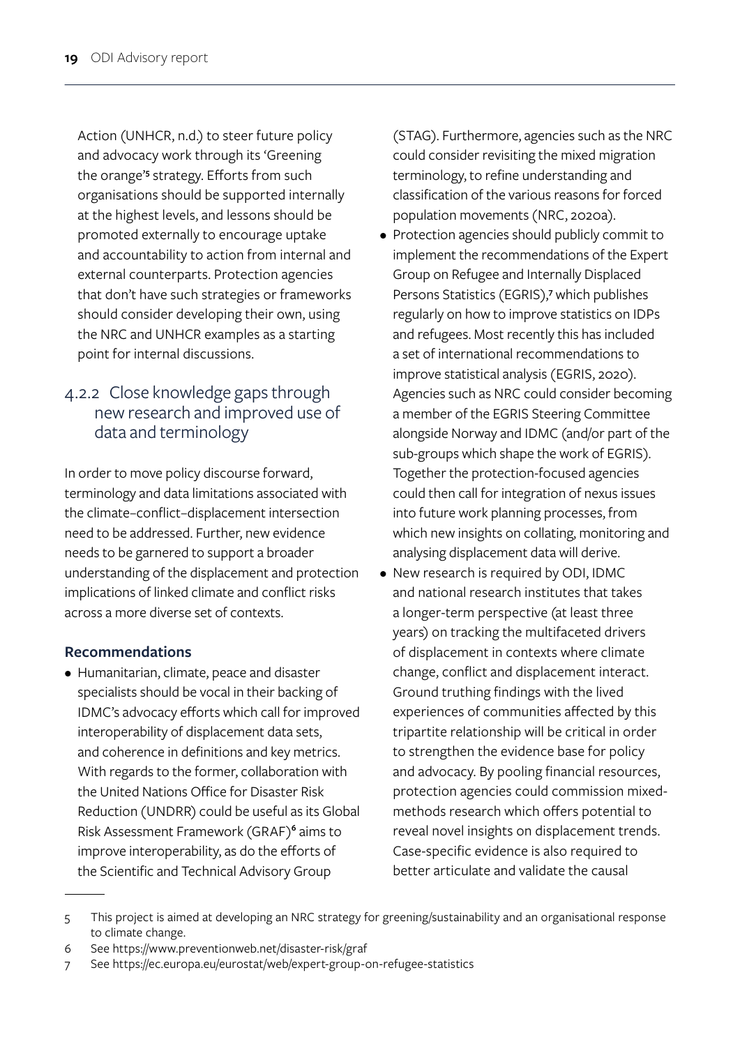Action (UNHCR, n.d.) to steer future policy and advocacy work through its 'Greening the orange'[5] strategy. Efforts from such organisations should be supported internally at the highest levels, and lessons should be promoted externally to encourage uptake and accountability to action from internal and external counterparts. Protection agencies that don't have such strategies or frameworks should consider developing their own, using the NRC and UNHCR examples as a starting point for internal discussions.

### 4.2.2 Close knowledge gaps through new research and improved use of data and terminology

In order to move policy discourse forward, terminology and data limitations associated with the climate–conflict–displacement intersection need to be addressed. Further, new evidence needs to be garnered to support a broader understanding of the displacement and protection implications of linked climate and conflict risks across a more diverse set of contexts.

**Recommendations**

- Humanitarian, climate, peace and disaster specialists should be vocal in their backing of IDMC's advocacy efforts which call for improved interoperability of displacement data sets, and coherence in definitions and key metrics. With regards to the former, collaboration with the United Nations Office for Disaster Risk Reduction (UNDRR) could be useful as its Global Risk Assessment Framework (GRAF)[6] aims to improve interoperability, as do the efforts of the Scientific and Technical Advisory Group (STAG). Furthermore, agencies such as the NRC could consider revisiting the mixed migration terminology, to refine understanding and classification of the various reasons for forced population movements (NRC, 2020a).
- Protection agencies should publicly commit to implement the recommendations of the Expert Group on Refugee and Internally Displaced Persons Statistics (EGRIS),[7] which publishes regularly on how to improve statistics on IDPs and refugees. Most recently this has included a set of international recommendations to improve statistical analysis (EGRIS, 2020). Agencies such as NRC could consider becoming a member of the EGRIS Steering Committee alongside Norway and IDMC (and/or part of the sub-groups which shape the work of EGRIS). Together the protection-focused agencies could then call for integration of nexus issues into future work planning processes, from which new insights on collating, monitoring and analysing displacement data will derive.
- New research is required by ODI, IDMC and national research institutes that takes a longer-term perspective (at least three years) on tracking the multifaceted drivers of displacement in contexts where climate change, conflict and displacement interact. Ground truthing findings with the lived experiences of communities affected by this tripartite relationship will be critical in order to strengthen the evidence base for policy and advocacy. By pooling financial resources, protection agencies could commission mixed-methods research which offers potential to reveal novel insights on displacement trends. Case-specific evidence is also required to better articulate and validate the causal

---

5 This project is aimed at developing an NRC strategy for greening/sustainability and an organisational response to climate change.

6 See https://www.preventionweb.net/disaster-risk/graf

7 See https://ec.europa.eu/eurostat/web/expert-group-on-refugee-statistics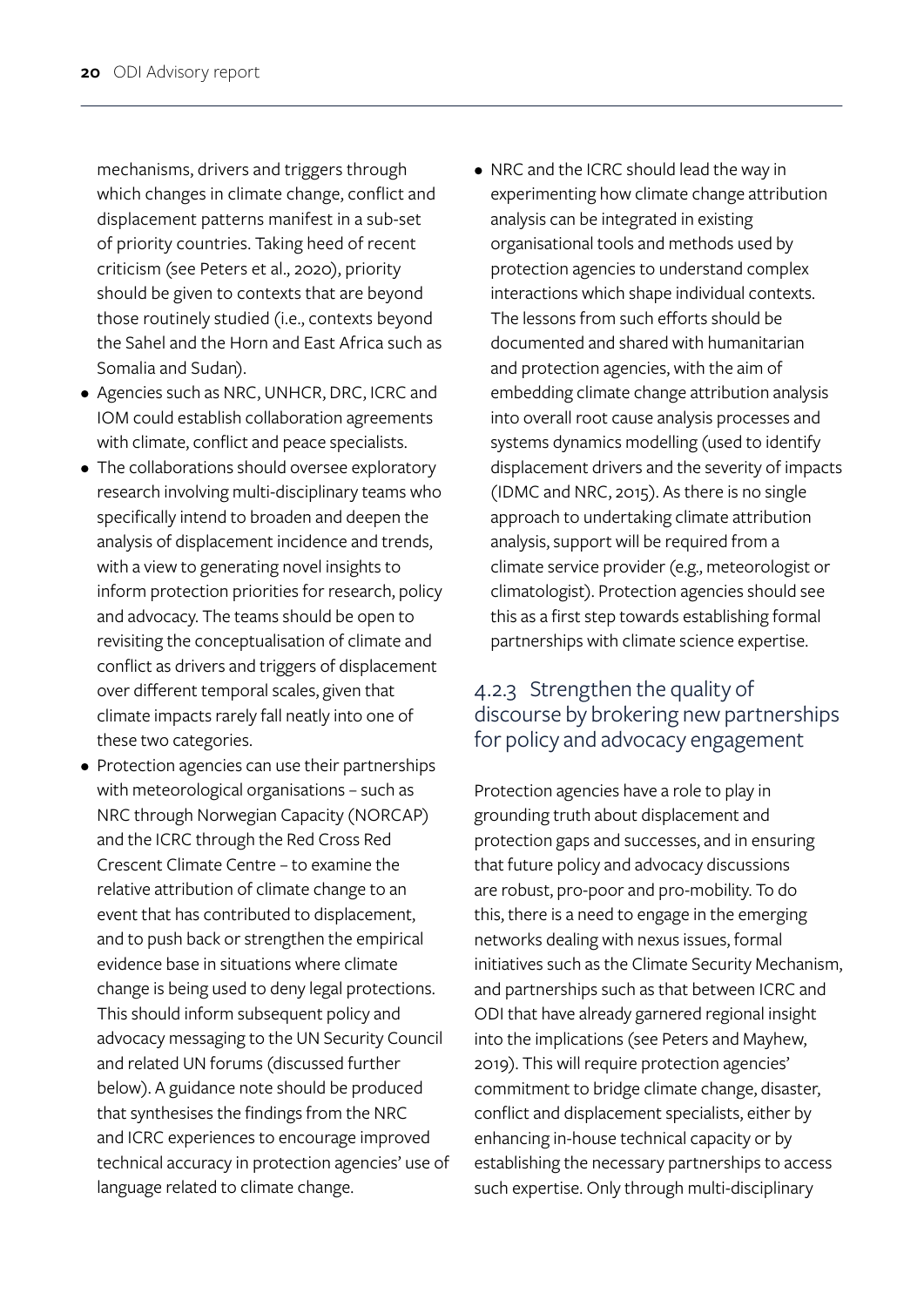mechanisms, drivers and triggers through which changes in climate change, conflict and displacement patterns manifest in a sub-set of priority countries. Taking heed of recent criticism (see Peters et al., 2020), priority should be given to contexts that are beyond those routinely studied (i.e., contexts beyond the Sahel and the Horn and East Africa such as Somalia and Sudan).

- Agencies such as NRC, UNHCR, DRC, ICRC and IOM could establish collaboration agreements with climate, conflict and peace specialists.
- The collaborations should oversee exploratory research involving multi-disciplinary teams who specifically intend to broaden and deepen the analysis of displacement incidence and trends, with a view to generating novel insights to inform protection priorities for research, policy and advocacy. The teams should be open to revisiting the conceptualisation of climate and conflict as drivers and triggers of displacement over different temporal scales, given that climate impacts rarely fall neatly into one of these two categories.
- Protection agencies can use their partnerships with meteorological organisations – such as NRC through Norwegian Capacity (NORCAP) and the ICRC through the Red Cross Red Crescent Climate Centre – to examine the relative attribution of climate change to an event that has contributed to displacement, and to push back or strengthen the empirical evidence base in situations where climate change is being used to deny legal protections. This should inform subsequent policy and advocacy messaging to the UN Security Council and related UN forums (discussed further below). A guidance note should be produced that synthesises the findings from the NRC and ICRC experiences to encourage improved technical accuracy in protection agencies' use of language related to climate change.
- NRC and the ICRC should lead the way in experimenting how climate change attribution analysis can be integrated in existing organisational tools and methods used by protection agencies to understand complex interactions which shape individual contexts. The lessons from such efforts should be documented and shared with humanitarian and protection agencies, with the aim of embedding climate change attribution analysis into overall root cause analysis processes and systems dynamics modelling (used to identify displacement drivers and the severity of impacts (IDMC and NRC, 2015). As there is no single approach to undertaking climate attribution analysis, support will be required from a climate service provider (e.g., meteorologist or climatologist). Protection agencies should see this as a first step towards establishing formal partnerships with climate science expertise.

### 4.2.3 Strengthen the quality of discourse by brokering new partnerships for policy and advocacy engagement

Protection agencies have a role to play in grounding truth about displacement and protection gaps and successes, and in ensuring that future policy and advocacy discussions are robust, pro-poor and pro-mobility. To do this, there is a need to engage in the emerging networks dealing with nexus issues, formal initiatives such as the Climate Security Mechanism, and partnerships such as that between ICRC and ODI that have already garnered regional insight into the implications (see Peters and Mayhew, 2019). This will require protection agencies' commitment to bridge climate change, disaster, conflict and displacement specialists, either by enhancing in-house technical capacity or by establishing the necessary partnerships to access such expertise. Only through multi-disciplinary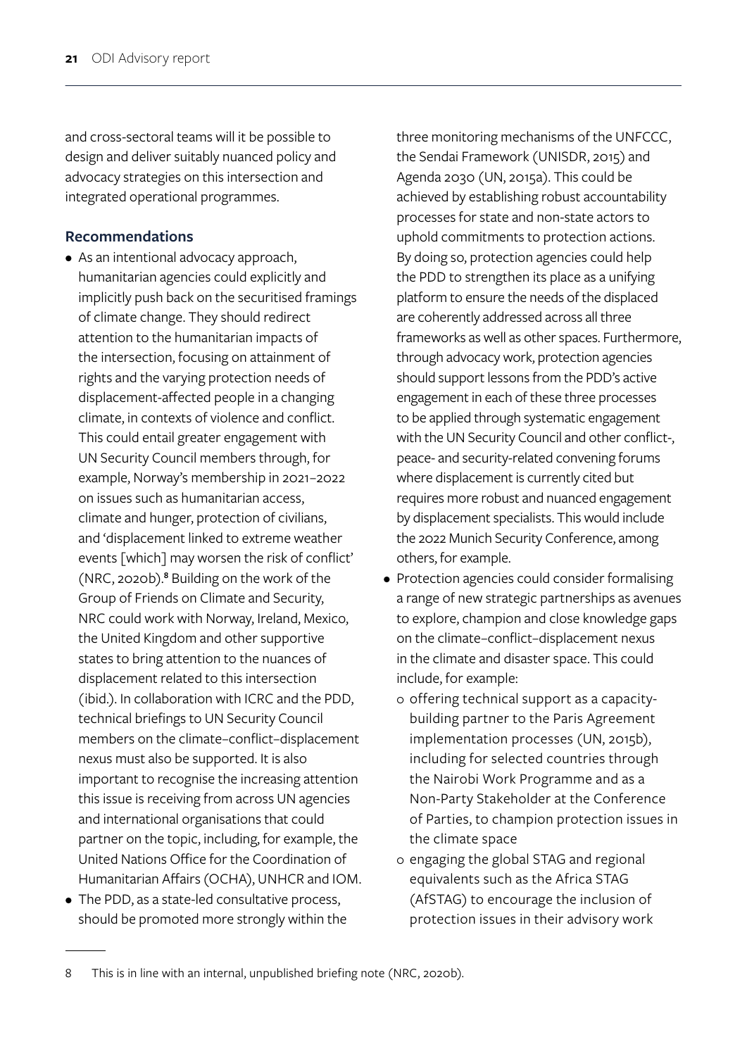and cross-sectoral teams will it be possible to design and deliver suitably nuanced policy and advocacy strategies on this intersection and integrated operational programmes.

## Recommendations

- As an intentional advocacy approach, humanitarian agencies could explicitly and implicitly push back on the securitised framings of climate change. They should redirect attention to the humanitarian impacts of the intersection, focusing on attainment of rights and the varying protection needs of displacement-affected people in a changing climate, in contexts of violence and conflict. This could entail greater engagement with UN Security Council members through, for example, Norway's membership in 2021–2022 on issues such as humanitarian access, climate and hunger, protection of civilians, and 'displacement linked to extreme weather events [which] may worsen the risk of conflict' (NRC, 2020b).[8] Building on the work of the Group of Friends on Climate and Security, NRC could work with Norway, Ireland, Mexico, the United Kingdom and other supportive states to bring attention to the nuances of displacement related to this intersection (ibid.). In collaboration with ICRC and the PDD, technical briefings to UN Security Council members on the climate–conflict–displacement nexus must also be supported. It is also important to recognise the increasing attention this issue is receiving from across UN agencies and international organisations that could partner on the topic, including, for example, the United Nations Office for the Coordination of Humanitarian Affairs (OCHA), UNHCR and IOM.
- The PDD, as a state-led consultative process, should be promoted more strongly within the three monitoring mechanisms of the UNFCCC, the Sendai Framework (UNISDR, 2015) and Agenda 2030 (UN, 2015a). This could be achieved by establishing robust accountability processes for state and non-state actors to uphold commitments to protection actions. By doing so, protection agencies could help the PDD to strengthen its place as a unifying platform to ensure the needs of the displaced are coherently addressed across all three frameworks as well as other spaces. Furthermore, through advocacy work, protection agencies should support lessons from the PDD's active engagement in each of these three processes to be applied through systematic engagement with the UN Security Council and other conflict-, peace- and security-related convening forums where displacement is currently cited but requires more robust and nuanced engagement by displacement specialists. This would include the 2022 Munich Security Conference, among others, for example.
- Protection agencies could consider formalising a range of new strategic partnerships as avenues to explore, champion and close knowledge gaps on the climate–conflict–displacement nexus in the climate and disaster space. This could include, for example:
  - offering technical support as a capacity-building partner to the Paris Agreement implementation processes (UN, 2015b), including for selected countries through the Nairobi Work Programme and as a Non-Party Stakeholder at the Conference of Parties, to champion protection issues in the climate space
  - engaging the global STAG and regional equivalents such as the Africa STAG (AfSTAG) to encourage the inclusion of protection issues in their advisory work

8 This is in line with an internal, unpublished briefing note (NRC, 2020b).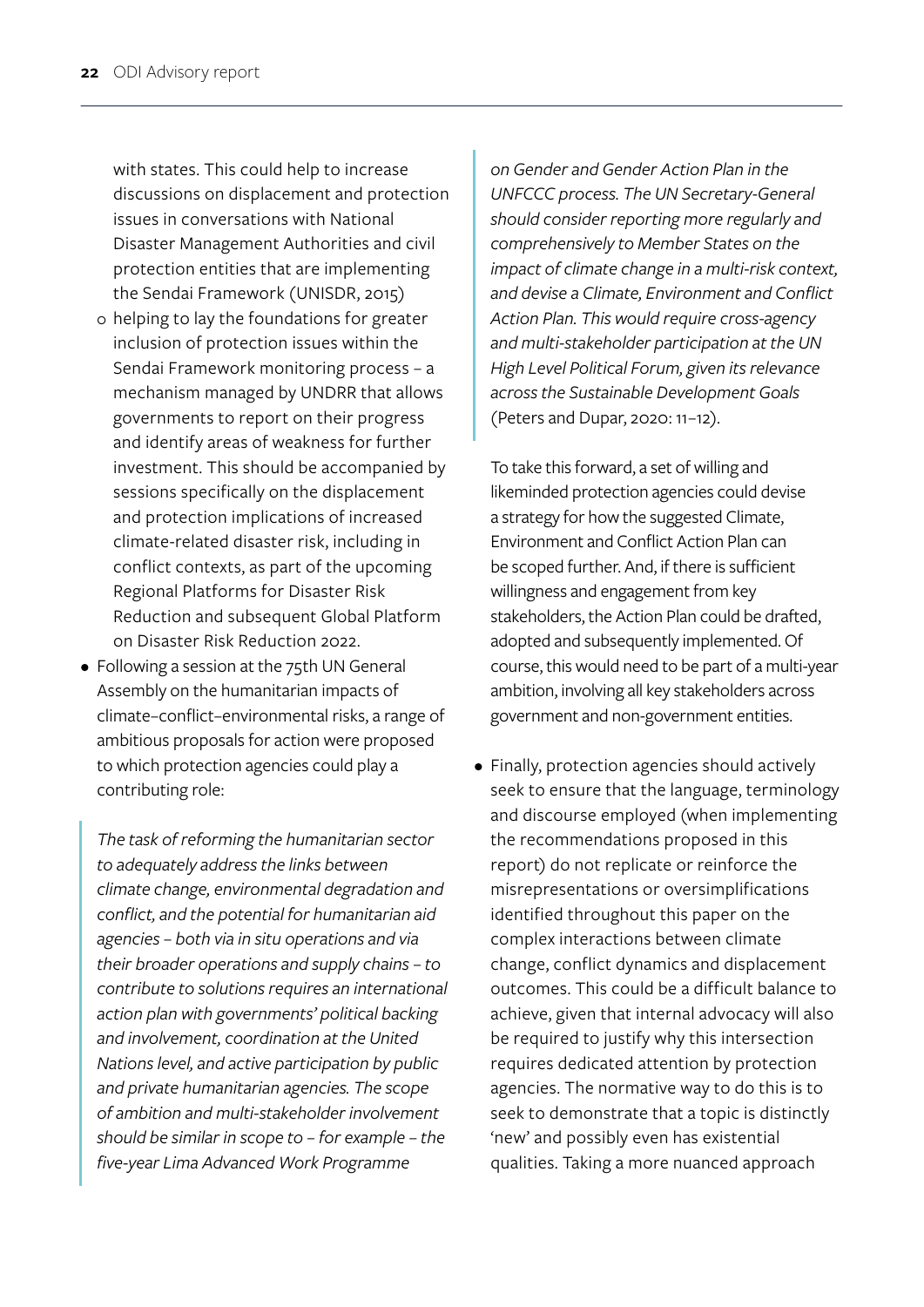with states. This could help to increase discussions on displacement and protection issues in conversations with National Disaster Management Authorities and civil protection entities that are implementing the Sendai Framework (UNISDR, 2015)

   - helping to lay the foundations for greater inclusion of protection issues within the Sendai Framework monitoring process – a mechanism managed by UNDRR that allows governments to report on their progress and identify areas of weakness for further investment. This should be accompanied by sessions specifically on the displacement and protection implications of increased climate-related disaster risk, including in conflict contexts, as part of the upcoming Regional Platforms for Disaster Risk Reduction and subsequent Global Platform on Disaster Risk Reduction 2022.

- Following a session at the 75th UN General Assembly on the humanitarian impacts of climate–conflict–environmental risks, a range of ambitious proposals for action were proposed to which protection agencies could play a contributing role:

> *The task of reforming the humanitarian sector to adequately address the links between climate change, environmental degradation and conflict, and the potential for humanitarian aid agencies – both via in situ operations and via their broader operations and supply chains – to contribute to solutions requires an international action plan with governments' political backing and involvement, coordination at the United Nations level, and active participation by public and private humanitarian agencies. The scope of ambition and multi-stakeholder involvement should be similar in scope to – for example – the five-year Lima Advanced Work Programme on Gender and Gender Action Plan in the UNFCCC process. The UN Secretary-General should consider reporting more regularly and comprehensively to Member States on the impact of climate change in a multi-risk context, and devise a Climate, Environment and Conflict Action Plan. This would require cross-agency and multi-stakeholder participation at the UN High Level Political Forum, given its relevance across the Sustainable Development Goals* (Peters and Dupar, 2020: 11–12).

  To take this forward, a set of willing and likeminded protection agencies could devise a strategy for how the suggested Climate, Environment and Conflict Action Plan can be scoped further. And, if there is sufficient willingness and engagement from key stakeholders, the Action Plan could be drafted, adopted and subsequently implemented. Of course, this would need to be part of a multi-year ambition, involving all key stakeholders across government and non-government entities.

- Finally, protection agencies should actively seek to ensure that the language, terminology and discourse employed (when implementing the recommendations proposed in this report) do not replicate or reinforce the misrepresentations or oversimplifications identified throughout this paper on the complex interactions between climate change, conflict dynamics and displacement outcomes. This could be a difficult balance to achieve, given that internal advocacy will also be required to justify why this intersection requires dedicated attention by protection agencies. The normative way to do this is to seek to demonstrate that a topic is distinctly 'new' and possibly even has existential qualities. Taking a more nuanced approach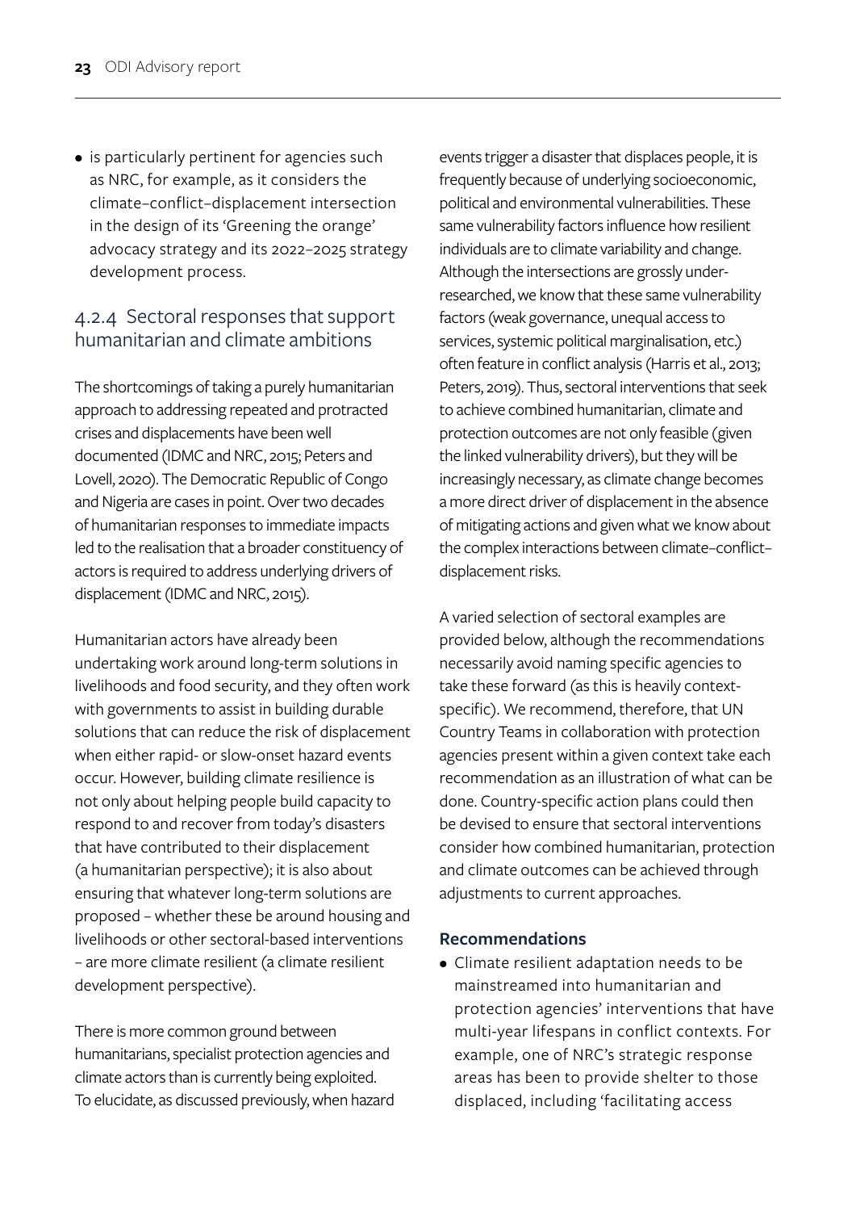- is particularly pertinent for agencies such as NRC, for example, as it considers the climate–conflict–displacement intersection in the design of its 'Greening the orange' advocacy strategy and its 2022–2025 strategy development process.

### 4.2.4 Sectoral responses that support humanitarian and climate ambitions

The shortcomings of taking a purely humanitarian approach to addressing repeated and protracted crises and displacements have been well documented (IDMC and NRC, 2015; Peters and Lovell, 2020). The Democratic Republic of Congo and Nigeria are cases in point. Over two decades of humanitarian responses to immediate impacts led to the realisation that a broader constituency of actors is required to address underlying drivers of displacement (IDMC and NRC, 2015).

Humanitarian actors have already been undertaking work around long-term solutions in livelihoods and food security, and they often work with governments to assist in building durable solutions that can reduce the risk of displacement when either rapid- or slow-onset hazard events occur. However, building climate resilience is not only about helping people build capacity to respond to and recover from today's disasters that have contributed to their displacement (a humanitarian perspective); it is also about ensuring that whatever long-term solutions are proposed – whether these be around housing and livelihoods or other sectoral-based interventions – are more climate resilient (a climate resilient development perspective).

There is more common ground between humanitarians, specialist protection agencies and climate actors than is currently being exploited. To elucidate, as discussed previously, when hazard events trigger a disaster that displaces people, it is frequently because of underlying socioeconomic, political and environmental vulnerabilities. These same vulnerability factors influence how resilient individuals are to climate variability and change. Although the intersections are grossly under-researched, we know that these same vulnerability factors (weak governance, unequal access to services, systemic political marginalisation, etc.) often feature in conflict analysis (Harris et al., 2013; Peters, 2019). Thus, sectoral interventions that seek to achieve combined humanitarian, climate and protection outcomes are not only feasible (given the linked vulnerability drivers), but they will be increasingly necessary, as climate change becomes a more direct driver of displacement in the absence of mitigating actions and given what we know about the complex interactions between climate–conflict–displacement risks.

A varied selection of sectoral examples are provided below, although the recommendations necessarily avoid naming specific agencies to take these forward (as this is heavily context-specific). We recommend, therefore, that UN Country Teams in collaboration with protection agencies present within a given context take each recommendation as an illustration of what can be done. Country-specific action plans could then be devised to ensure that sectoral interventions consider how combined humanitarian, protection and climate outcomes can be achieved through adjustments to current approaches.

#### Recommendations

- Climate resilient adaptation needs to be mainstreamed into humanitarian and protection agencies' interventions that have multi-year lifespans in conflict contexts. For example, one of NRC's strategic response areas has been to provide shelter to those displaced, including 'facilitating access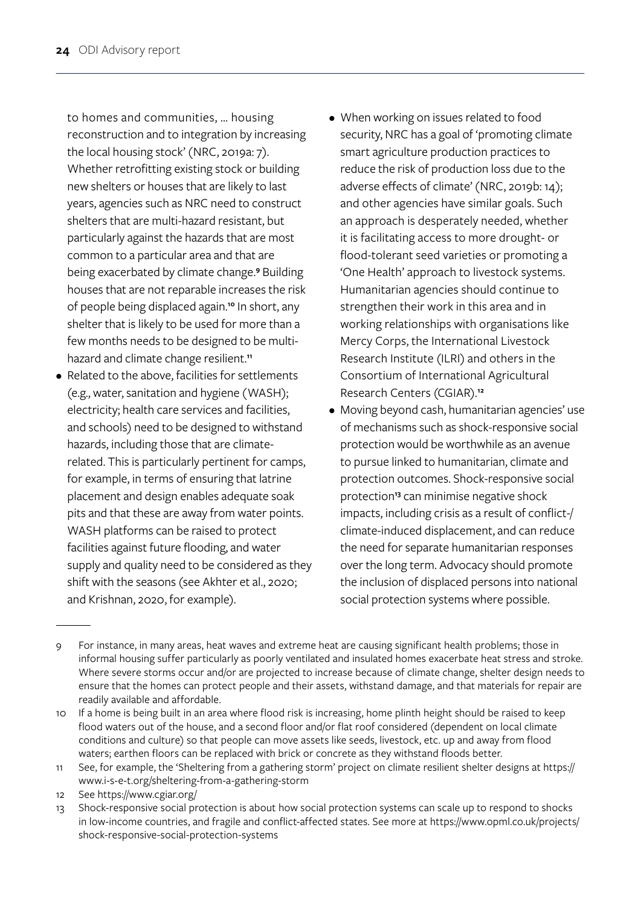to homes and communities, … housing reconstruction and to integration by increasing the local housing stock' (NRC, 2019a: 7). Whether retrofitting existing stock or building new shelters or houses that are likely to last years, agencies such as NRC need to construct shelters that are multi-hazard resistant, but particularly against the hazards that are most common to a particular area and that are being exacerbated by climate change.[9] Building houses that are not reparable increases the risk of people being displaced again.[10] In short, any shelter that is likely to be used for more than a few months needs to be designed to be multi-hazard and climate change resilient.[11]

- Related to the above, facilities for settlements (e.g., water, sanitation and hygiene (WASH); electricity; health care services and facilities, and schools) need to be designed to withstand hazards, including those that are climate-related. This is particularly pertinent for camps, for example, in terms of ensuring that latrine placement and design enables adequate soak pits and that these are away from water points. WASH platforms can be raised to protect facilities against future flooding, and water supply and quality need to be considered as they shift with the seasons (see Akhter et al., 2020; and Krishnan, 2020, for example).
- When working on issues related to food security, NRC has a goal of 'promoting climate smart agriculture production practices to reduce the risk of production loss due to the adverse effects of climate' (NRC, 2019b: 14); and other agencies have similar goals. Such an approach is desperately needed, whether it is facilitating access to more drought- or flood-tolerant seed varieties or promoting a 'One Health' approach to livestock systems. Humanitarian agencies should continue to strengthen their work in this area and in working relationships with organisations like Mercy Corps, the International Livestock Research Institute (ILRI) and others in the Consortium of International Agricultural Research Centers (CGIAR).[12]
- Moving beyond cash, humanitarian agencies' use of mechanisms such as shock-responsive social protection would be worthwhile as an avenue to pursue linked to humanitarian, climate and protection outcomes. Shock-responsive social protection[13] can minimise negative shock impacts, including crisis as a result of conflict-/climate-induced displacement, and can reduce the need for separate humanitarian responses over the long term. Advocacy should promote the inclusion of displaced persons into national social protection systems where possible.

---

9 For instance, in many areas, heat waves and extreme heat are causing significant health problems; those in informal housing suffer particularly as poorly ventilated and insulated homes exacerbate heat stress and stroke. Where severe storms occur and/or are projected to increase because of climate change, shelter design needs to ensure that the homes can protect people and their assets, withstand damage, and that materials for repair are readily available and affordable.

10 If a home is being built in an area where flood risk is increasing, home plinth height should be raised to keep flood waters out of the house, and a second floor and/or flat roof considered (dependent on local climate conditions and culture) so that people can move assets like seeds, livestock, etc. up and away from flood waters; earthen floors can be replaced with brick or concrete as they withstand floods better.

11 See, for example, the 'Sheltering from a gathering storm' project on climate resilient shelter designs at https://www.i-s-e-t.org/sheltering-from-a-gathering-storm

12 See https://www.cgiar.org/

13 Shock-responsive social protection is about how social protection systems can scale up to respond to shocks in low-income countries, and fragile and conflict-affected states. See more at https://www.opml.co.uk/projects/shock-responsive-social-protection-systems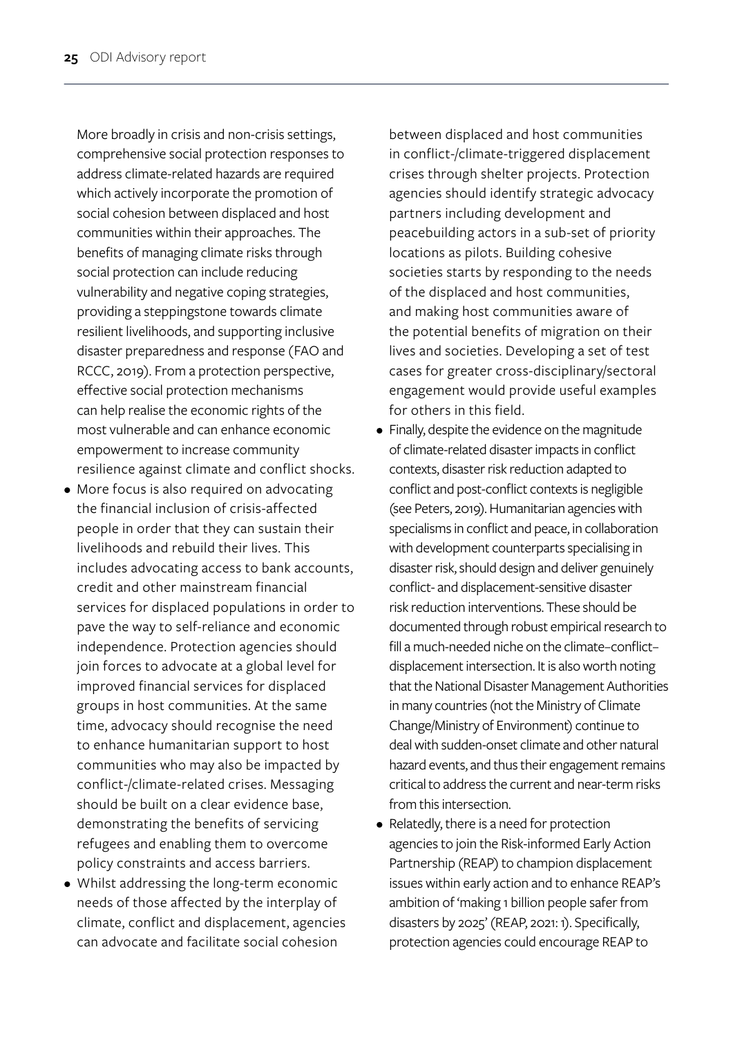More broadly in crisis and non-crisis settings, comprehensive social protection responses to address climate-related hazards are required which actively incorporate the promotion of social cohesion between displaced and host communities within their approaches. The benefits of managing climate risks through social protection can include reducing vulnerability and negative coping strategies, providing a steppingstone towards climate resilient livelihoods, and supporting inclusive disaster preparedness and response (FAO and RCCC, 2019). From a protection perspective, effective social protection mechanisms can help realise the economic rights of the most vulnerable and can enhance economic empowerment to increase community resilience against climate and conflict shocks.

- More focus is also required on advocating the financial inclusion of crisis-affected people in order that they can sustain their livelihoods and rebuild their lives. This includes advocating access to bank accounts, credit and other mainstream financial services for displaced populations in order to pave the way to self-reliance and economic independence. Protection agencies should join forces to advocate at a global level for improved financial services for displaced groups in host communities. At the same time, advocacy should recognise the need to enhance humanitarian support to host communities who may also be impacted by conflict-/climate-related crises. Messaging should be built on a clear evidence base, demonstrating the benefits of servicing refugees and enabling them to overcome policy constraints and access barriers.
- Whilst addressing the long-term economic needs of those affected by the interplay of climate, conflict and displacement, agencies can advocate and facilitate social cohesion between displaced and host communities in conflict-/climate-triggered displacement crises through shelter projects. Protection agencies should identify strategic advocacy partners including development and peacebuilding actors in a sub-set of priority locations as pilots. Building cohesive societies starts by responding to the needs of the displaced and host communities, and making host communities aware of the potential benefits of migration on their lives and societies. Developing a set of test cases for greater cross-disciplinary/sectoral engagement would provide useful examples for others in this field.
- Finally, despite the evidence on the magnitude of climate-related disaster impacts in conflict contexts, disaster risk reduction adapted to conflict and post-conflict contexts is negligible (see Peters, 2019). Humanitarian agencies with specialisms in conflict and peace, in collaboration with development counterparts specialising in disaster risk, should design and deliver genuinely conflict- and displacement-sensitive disaster risk reduction interventions. These should be documented through robust empirical research to fill a much-needed niche on the climate–conflict–displacement intersection. It is also worth noting that the National Disaster Management Authorities in many countries (not the Ministry of Climate Change/Ministry of Environment) continue to deal with sudden-onset climate and other natural hazard events, and thus their engagement remains critical to address the current and near-term risks from this intersection.
- Relatedly, there is a need for protection agencies to join the Risk-informed Early Action Partnership (REAP) to champion displacement issues within early action and to enhance REAP's ambition of 'making 1 billion people safer from disasters by 2025' (REAP, 2021: 1). Specifically, protection agencies could encourage REAP to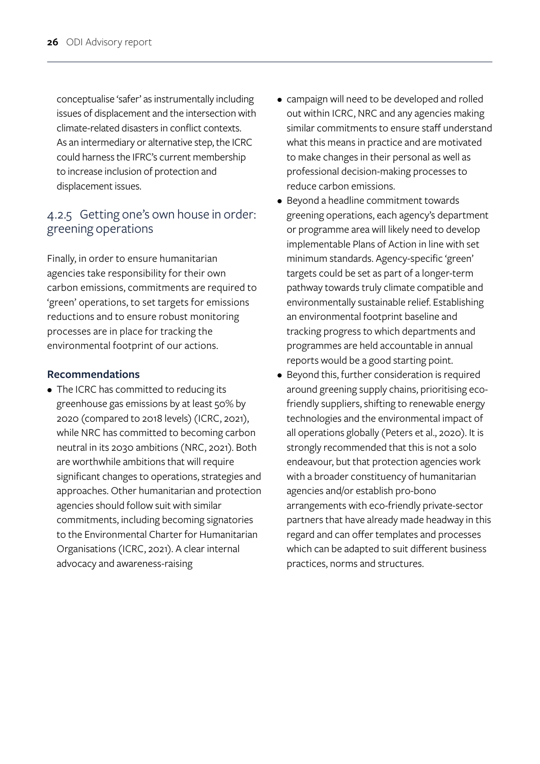conceptualise 'safer' as instrumentally including issues of displacement and the intersection with climate-related disasters in conflict contexts. As an intermediary or alternative step, the ICRC could harness the IFRC's current membership to increase inclusion of protection and displacement issues.

### 4.2.5 Getting one's own house in order: greening operations

Finally, in order to ensure humanitarian agencies take responsibility for their own carbon emissions, commitments are required to 'green' operations, to set targets for emissions reductions and to ensure robust monitoring processes are in place for tracking the environmental footprint of our actions.

**Recommendations**

- The ICRC has committed to reducing its greenhouse gas emissions by at least 50% by 2020 (compared to 2018 levels) (ICRC, 2021), while NRC has committed to becoming carbon neutral in its 2030 ambitions (NRC, 2021). Both are worthwhile ambitions that will require significant changes to operations, strategies and approaches. Other humanitarian and protection agencies should follow suit with similar commitments, including becoming signatories to the Environmental Charter for Humanitarian Organisations (ICRC, 2021). A clear internal advocacy and awareness-raising campaign will need to be developed and rolled out within ICRC, NRC and any agencies making similar commitments to ensure staff understand what this means in practice and are motivated to make changes in their personal as well as professional decision-making processes to reduce carbon emissions.
- Beyond a headline commitment towards greening operations, each agency's department or programme area will likely need to develop implementable Plans of Action in line with set minimum standards. Agency-specific 'green' targets could be set as part of a longer-term pathway towards truly climate compatible and environmentally sustainable relief. Establishing an environmental footprint baseline and tracking progress to which departments and programmes are held accountable in annual reports would be a good starting point.
- Beyond this, further consideration is required around greening supply chains, prioritising eco-friendly suppliers, shifting to renewable energy technologies and the environmental impact of all operations globally (Peters et al., 2020). It is strongly recommended that this is not a solo endeavour, but that protection agencies work with a broader constituency of humanitarian agencies and/or establish pro-bono arrangements with eco-friendly private-sector partners that have already made headway in this regard and can offer templates and processes which can be adapted to suit different business practices, norms and structures.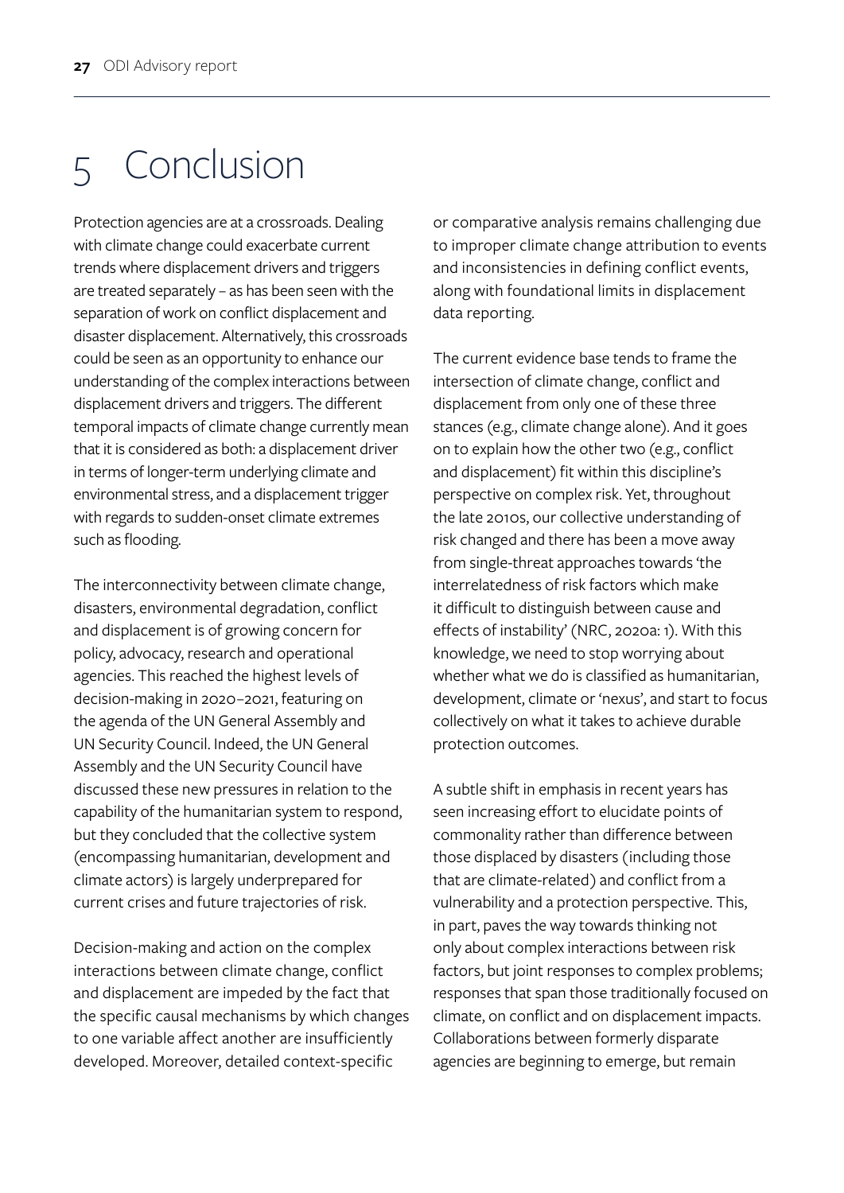# 5 Conclusion

Protection agencies are at a crossroads. Dealing with climate change could exacerbate current trends where displacement drivers and triggers are treated separately – as has been seen with the separation of work on conflict displacement and disaster displacement. Alternatively, this crossroads could be seen as an opportunity to enhance our understanding of the complex interactions between displacement drivers and triggers. The different temporal impacts of climate change currently mean that it is considered as both: a displacement driver in terms of longer-term underlying climate and environmental stress, and a displacement trigger with regards to sudden-onset climate extremes such as flooding.

The interconnectivity between climate change, disasters, environmental degradation, conflict and displacement is of growing concern for policy, advocacy, research and operational agencies. This reached the highest levels of decision-making in 2020–2021, featuring on the agenda of the UN General Assembly and UN Security Council. Indeed, the UN General Assembly and the UN Security Council have discussed these new pressures in relation to the capability of the humanitarian system to respond, but they concluded that the collective system (encompassing humanitarian, development and climate actors) is largely underprepared for current crises and future trajectories of risk.

Decision-making and action on the complex interactions between climate change, conflict and displacement are impeded by the fact that the specific causal mechanisms by which changes to one variable affect another are insufficiently developed. Moreover, detailed context-specific or comparative analysis remains challenging due to improper climate change attribution to events and inconsistencies in defining conflict events, along with foundational limits in displacement data reporting.

The current evidence base tends to frame the intersection of climate change, conflict and displacement from only one of these three stances (e.g., climate change alone). And it goes on to explain how the other two (e.g., conflict and displacement) fit within this discipline's perspective on complex risk. Yet, throughout the late 2010s, our collective understanding of risk changed and there has been a move away from single-threat approaches towards 'the interrelatedness of risk factors which make it difficult to distinguish between cause and effects of instability' (NRC, 2020a: 1). With this knowledge, we need to stop worrying about whether what we do is classified as humanitarian, development, climate or 'nexus', and start to focus collectively on what it takes to achieve durable protection outcomes.

A subtle shift in emphasis in recent years has seen increasing effort to elucidate points of commonality rather than difference between those displaced by disasters (including those that are climate-related) and conflict from a vulnerability and a protection perspective. This, in part, paves the way towards thinking not only about complex interactions between risk factors, but joint responses to complex problems; responses that span those traditionally focused on climate, on conflict and on displacement impacts. Collaborations between formerly disparate agencies are beginning to emerge, but remain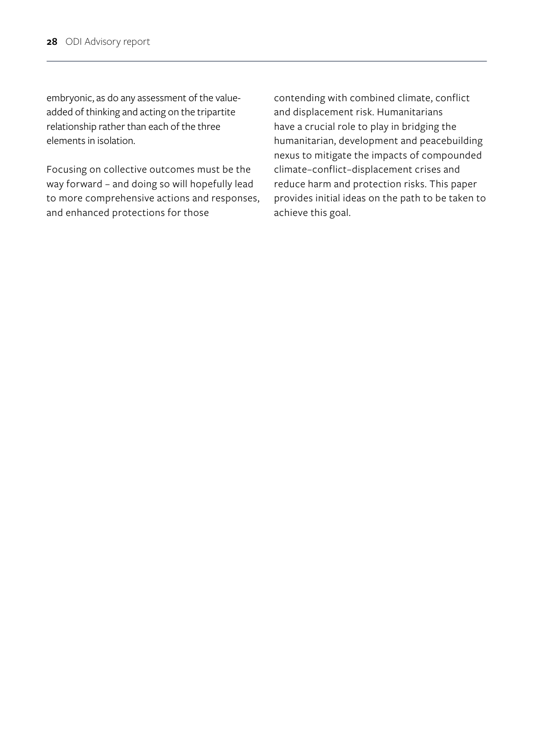embryonic, as do any assessment of the value-added of thinking and acting on the tripartite relationship rather than each of the three elements in isolation.

Focusing on collective outcomes must be the way forward – and doing so will hopefully lead to more comprehensive actions and responses, and enhanced protections for those contending with combined climate, conflict and displacement risk. Humanitarians have a crucial role to play in bridging the humanitarian, development and peacebuilding nexus to mitigate the impacts of compounded climate–conflict–displacement crises and reduce harm and protection risks. This paper provides initial ideas on the path to be taken to achieve this goal.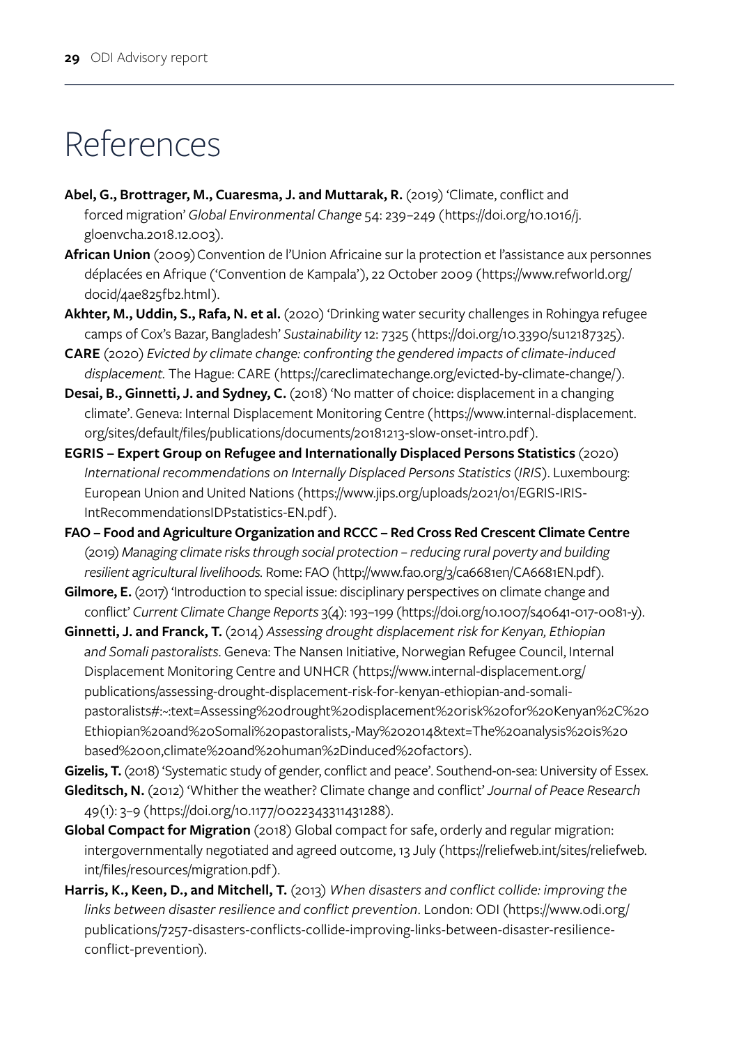# References

**Abel, G., Brottrager, M., Cuaresma, J. and Muttarak, R.** (2019) 'Climate, conflict and forced migration' *Global Environmental Change* 54: 239–249 (https://doi.org/10.1016/j.gloenvcha.2018.12.003).

**African Union** (2009) Convention de l'Union Africaine sur la protection et l'assistance aux personnes déplacées en Afrique ('Convention de Kampala'), 22 October 2009 (https://www.refworld.org/docid/4ae825fb2.html).

**Akhter, M., Uddin, S., Rafa, N. et al.** (2020) 'Drinking water security challenges in Rohingya refugee camps of Cox's Bazar, Bangladesh' *Sustainability* 12: 7325 (https://doi.org/10.3390/su12187325).

**CARE** (2020) *Evicted by climate change: confronting the gendered impacts of climate-induced displacement.* The Hague: CARE (https://careclimatechange.org/evicted-by-climate-change/).

**Desai, B., Ginnetti, J. and Sydney, C.** (2018) 'No matter of choice: displacement in a changing climate'. Geneva: Internal Displacement Monitoring Centre (https://www.internal-displacement.org/sites/default/files/publications/documents/20181213-slow-onset-intro.pdf).

**EGRIS – Expert Group on Refugee and Internationally Displaced Persons Statistics** (2020) *International recommendations on Internally Displaced Persons Statistics (IRIS)*. Luxembourg: European Union and United Nations (https://www.jips.org/uploads/2021/01/EGRIS-IRIS-IntRecommendationsIDPstatistics-EN.pdf).

**FAO – Food and Agriculture Organization and RCCC – Red Cross Red Crescent Climate Centre** (2019) *Managing climate risks through social protection – reducing rural poverty and building resilient agricultural livelihoods.* Rome: FAO (http://www.fao.org/3/ca6681en/CA6681EN.pdf).

**Gilmore, E.** (2017) 'Introduction to special issue: disciplinary perspectives on climate change and conflict' *Current Climate Change Reports* 3(4): 193–199 (https://doi.org/10.1007/s40641-017-0081-y).

**Ginnetti, J. and Franck, T.** (2014) *Assessing drought displacement risk for Kenyan, Ethiopian and Somali pastoralists*. Geneva: The Nansen Initiative, Norwegian Refugee Council, Internal Displacement Monitoring Centre and UNHCR (https://www.internal-displacement.org/publications/assessing-drought-displacement-risk-for-kenyan-ethiopian-and-somali-pastoralists#:~:text=Assessing%20drought%20displacement%20risk%20for%20Kenyan%2C%20Ethiopian%20and%20Somali%20pastoralists,-May%202014&text=The%20analysis%20is%20based%20on,climate%20and%20human%2Dinduced%20factors).

**Gizelis, T.** (2018) 'Systematic study of gender, conflict and peace'. Southend-on-sea: University of Essex.

**Gleditsch, N.** (2012) 'Whither the weather? Climate change and conflict' *Journal of Peace Research* 49(1): 3–9 (https://doi.org/10.1177/0022343311431288).

**Global Compact for Migration** (2018) Global compact for safe, orderly and regular migration: intergovernmentally negotiated and agreed outcome, 13 July (https://reliefweb.int/sites/reliefweb.int/files/resources/migration.pdf).

**Harris, K., Keen, D., and Mitchell, T.** (2013) *When disasters and conflict collide: improving the links between disaster resilience and conflict prevention*. London: ODI (https://www.odi.org/publications/7257-disasters-conflicts-collide-improving-links-between-disaster-resilience-conflict-prevention).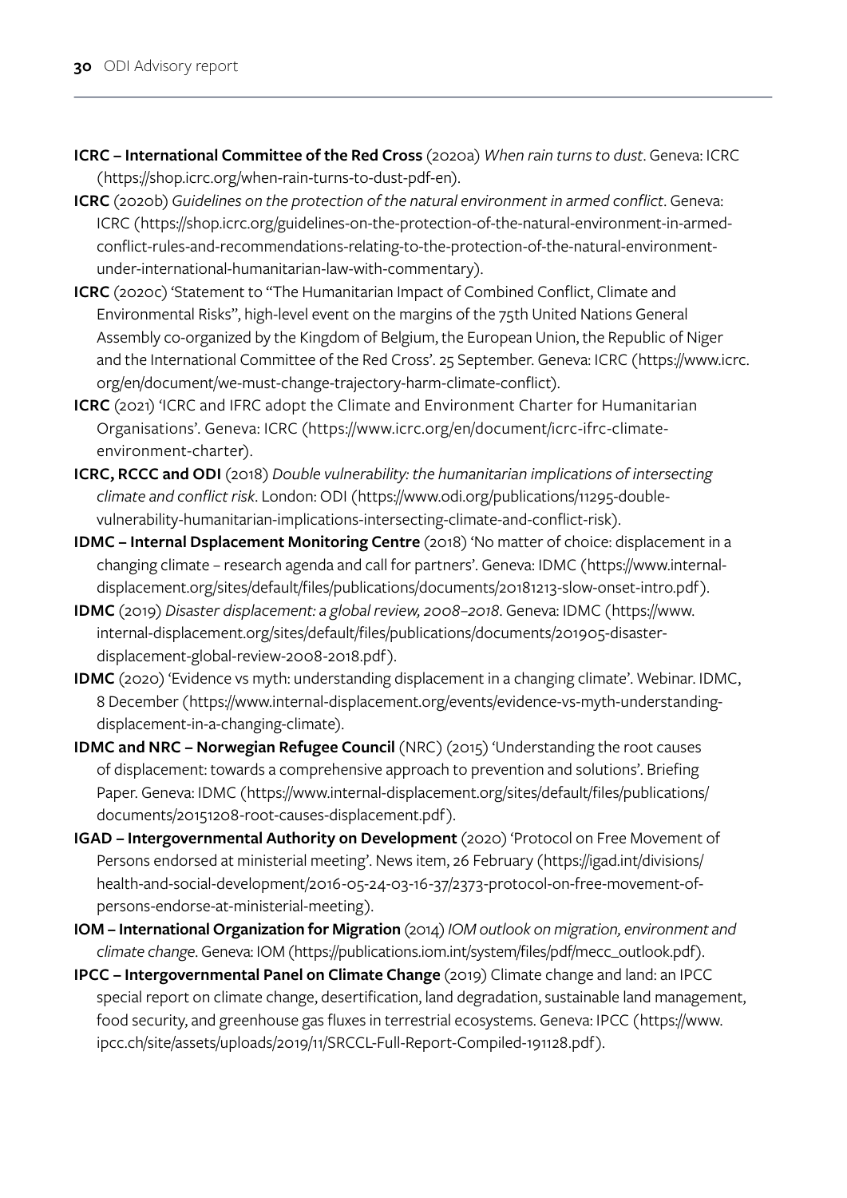**ICRC – International Committee of the Red Cross** (2020a) *When rain turns to dust*. Geneva: ICRC (https://shop.icrc.org/when-rain-turns-to-dust-pdf-en).

**ICRC** (2020b) *Guidelines on the protection of the natural environment in armed conflict*. Geneva: ICRC (https://shop.icrc.org/guidelines-on-the-protection-of-the-natural-environment-in-armed-conflict-rules-and-recommendations-relating-to-the-protection-of-the-natural-environment-under-international-humanitarian-law-with-commentary).

**ICRC** (2020c) 'Statement to "The Humanitarian Impact of Combined Conflict, Climate and Environmental Risks", high-level event on the margins of the 75th United Nations General Assembly co-organized by the Kingdom of Belgium, the European Union, the Republic of Niger and the International Committee of the Red Cross'. 25 September. Geneva: ICRC (https://www.icrc.org/en/document/we-must-change-trajectory-harm-climate-conflict).

**ICRC** (2021) 'ICRC and IFRC adopt the Climate and Environment Charter for Humanitarian Organisations'. Geneva: ICRC (https://www.icrc.org/en/document/icrc-ifrc-climate-environment-charter).

**ICRC, RCCC and ODI** (2018) *Double vulnerability: the humanitarian implications of intersecting climate and conflict risk*. London: ODI (https://www.odi.org/publications/11295-double-vulnerability-humanitarian-implications-intersecting-climate-and-conflict-risk).

**IDMC – Internal Dsplacement Monitoring Centre** (2018) 'No matter of choice: displacement in a changing climate – research agenda and call for partners'. Geneva: IDMC (https://www.internal-displacement.org/sites/default/files/publications/documents/20181213-slow-onset-intro.pdf).

**IDMC** (2019) *Disaster displacement: a global review, 2008–2018*. Geneva: IDMC (https://www.internal-displacement.org/sites/default/files/publications/documents/201905-disaster-displacement-global-review-2008-2018.pdf).

**IDMC** (2020) 'Evidence vs myth: understanding displacement in a changing climate'. Webinar. IDMC, 8 December (https://www.internal-displacement.org/events/evidence-vs-myth-understanding-displacement-in-a-changing-climate).

**IDMC and NRC – Norwegian Refugee Council** (NRC) (2015) 'Understanding the root causes of displacement: towards a comprehensive approach to prevention and solutions'. Briefing Paper. Geneva: IDMC (https://www.internal-displacement.org/sites/default/files/publications/documents/20151208-root-causes-displacement.pdf).

**IGAD – Intergovernmental Authority on Development** (2020) 'Protocol on Free Movement of Persons endorsed at ministerial meeting'. News item, 26 February (https://igad.int/divisions/health-and-social-development/2016-05-24-03-16-37/2373-protocol-on-free-movement-of-persons-endorse-at-ministerial-meeting).

**IOM – International Organization for Migration** (2014) *IOM outlook on migration, environment and climate change*. Geneva: IOM (https://publications.iom.int/system/files/pdf/mecc_outlook.pdf).

**IPCC – Intergovernmental Panel on Climate Change** (2019) Climate change and land: an IPCC special report on climate change, desertification, land degradation, sustainable land management, food security, and greenhouse gas fluxes in terrestrial ecosystems. Geneva: IPCC (https://www.ipcc.ch/site/assets/uploads/2019/11/SRCCL-Full-Report-Compiled-191128.pdf).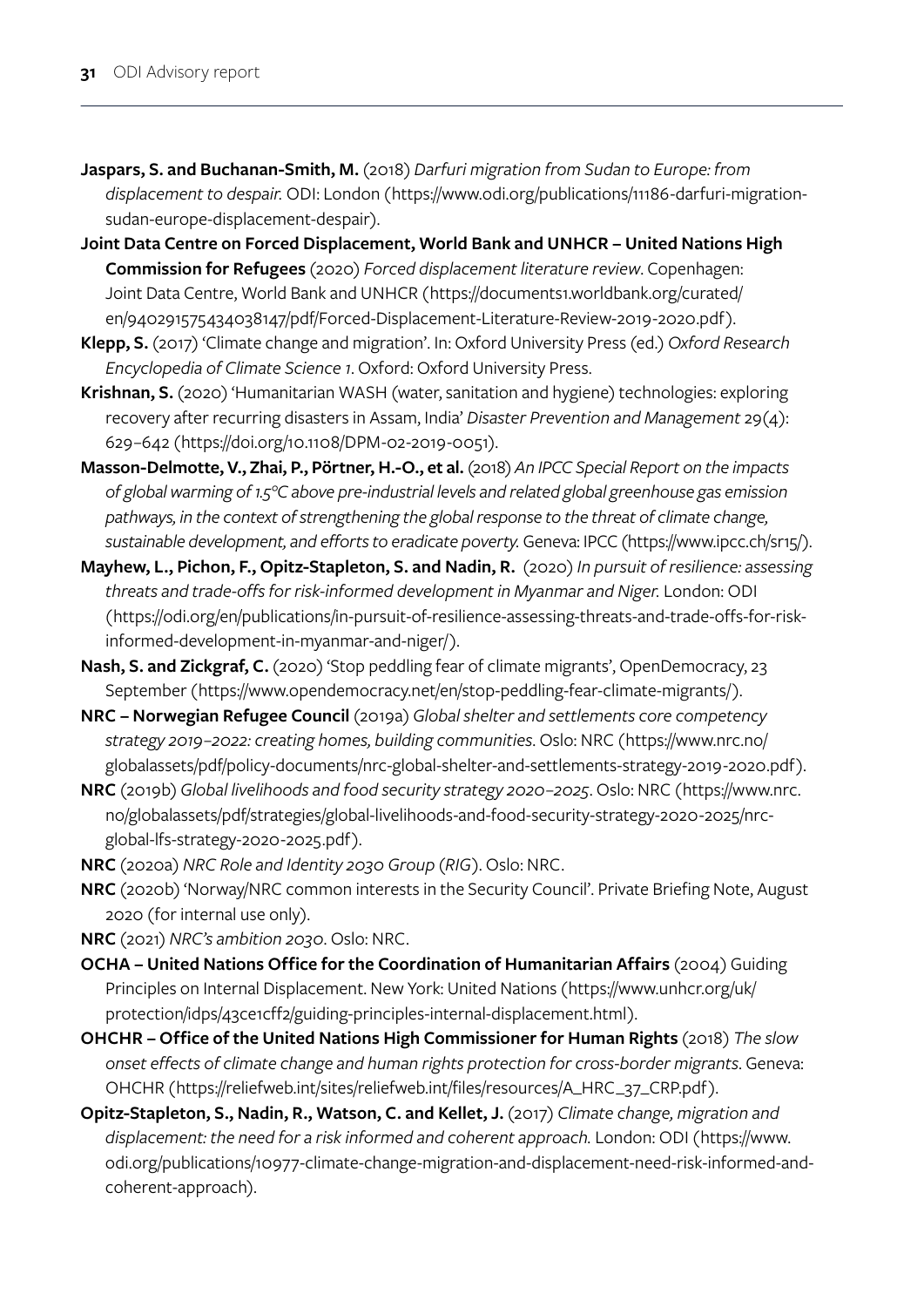**Jaspars, S. and Buchanan-Smith, M.** (2018) *Darfuri migration from Sudan to Europe: from displacement to despair.* ODI: London (https://www.odi.org/publications/11186-darfuri-migration-sudan-europe-displacement-despair).

**Joint Data Centre on Forced Displacement, World Bank and UNHCR – United Nations High Commission for Refugees** (2020) *Forced displacement literature review*. Copenhagen: Joint Data Centre, World Bank and UNHCR (https://documents1.worldbank.org/curated/en/940291575434038147/pdf/Forced-Displacement-Literature-Review-2019-2020.pdf).

**Klepp, S.** (2017) 'Climate change and migration'. In: Oxford University Press (ed.) *Oxford Research Encyclopedia of Climate Science 1*. Oxford: Oxford University Press.

**Krishnan, S.** (2020) 'Humanitarian WASH (water, sanitation and hygiene) technologies: exploring recovery after recurring disasters in Assam, India' *Disaster Prevention and Management* 29(4): 629–642 (https://doi.org/10.1108/DPM-02-2019-0051).

**Masson-Delmotte, V., Zhai, P., Pörtner, H.-O., et al.** (2018) *An IPCC Special Report on the impacts of global warming of 1.5°C above pre-industrial levels and related global greenhouse gas emission pathways, in the context of strengthening the global response to the threat of climate change, sustainable development, and efforts to eradicate poverty.* Geneva: IPCC (https://www.ipcc.ch/sr15/).

**Mayhew, L., Pichon, F., Opitz-Stapleton, S. and Nadin, R.** (2020) *In pursuit of resilience: assessing threats and trade-offs for risk-informed development in Myanmar and Niger.* London: ODI (https://odi.org/en/publications/in-pursuit-of-resilience-assessing-threats-and-trade-offs-for-risk-informed-development-in-myanmar-and-niger/).

**Nash, S. and Zickgraf, C.** (2020) 'Stop peddling fear of climate migrants', OpenDemocracy, 23 September (https://www.opendemocracy.net/en/stop-peddling-fear-climate-migrants/).

**NRC – Norwegian Refugee Council** (2019a) *Global shelter and settlements core competency strategy 2019–2022: creating homes, building communities*. Oslo: NRC (https://www.nrc.no/globalassets/pdf/policy-documents/nrc-global-shelter-and-settlements-strategy-2019-2020.pdf).

**NRC** (2019b) *Global livelihoods and food security strategy 2020–2025*. Oslo: NRC (https://www.nrc.no/globalassets/pdf/strategies/global-livelihoods-and-food-security-strategy-2020-2025/nrc-global-lfs-strategy-2020-2025.pdf).

**NRC** (2020a) *NRC Role and Identity 2030 Group (RIG)*. Oslo: NRC.

**NRC** (2020b) 'Norway/NRC common interests in the Security Council'. Private Briefing Note, August 2020 (for internal use only).

**NRC** (2021) *NRC's ambition 2030*. Oslo: NRC.

**OCHA – United Nations Office for the Coordination of Humanitarian Affairs** (2004) Guiding Principles on Internal Displacement. New York: United Nations (https://www.unhcr.org/uk/protection/idps/43ce1cff2/guiding-principles-internal-displacement.html).

**OHCHR – Office of the United Nations High Commissioner for Human Rights** (2018) *The slow onset effects of climate change and human rights protection for cross-border migrants*. Geneva: OHCHR (https://reliefweb.int/sites/reliefweb.int/files/resources/A_HRC_37_CRP.pdf).

**Opitz-Stapleton, S., Nadin, R., Watson, C. and Kellet, J.** (2017) *Climate change, migration and displacement: the need for a risk informed and coherent approach.* London: ODI (https://www.odi.org/publications/10977-climate-change-migration-and-displacement-need-risk-informed-and-coherent-approach).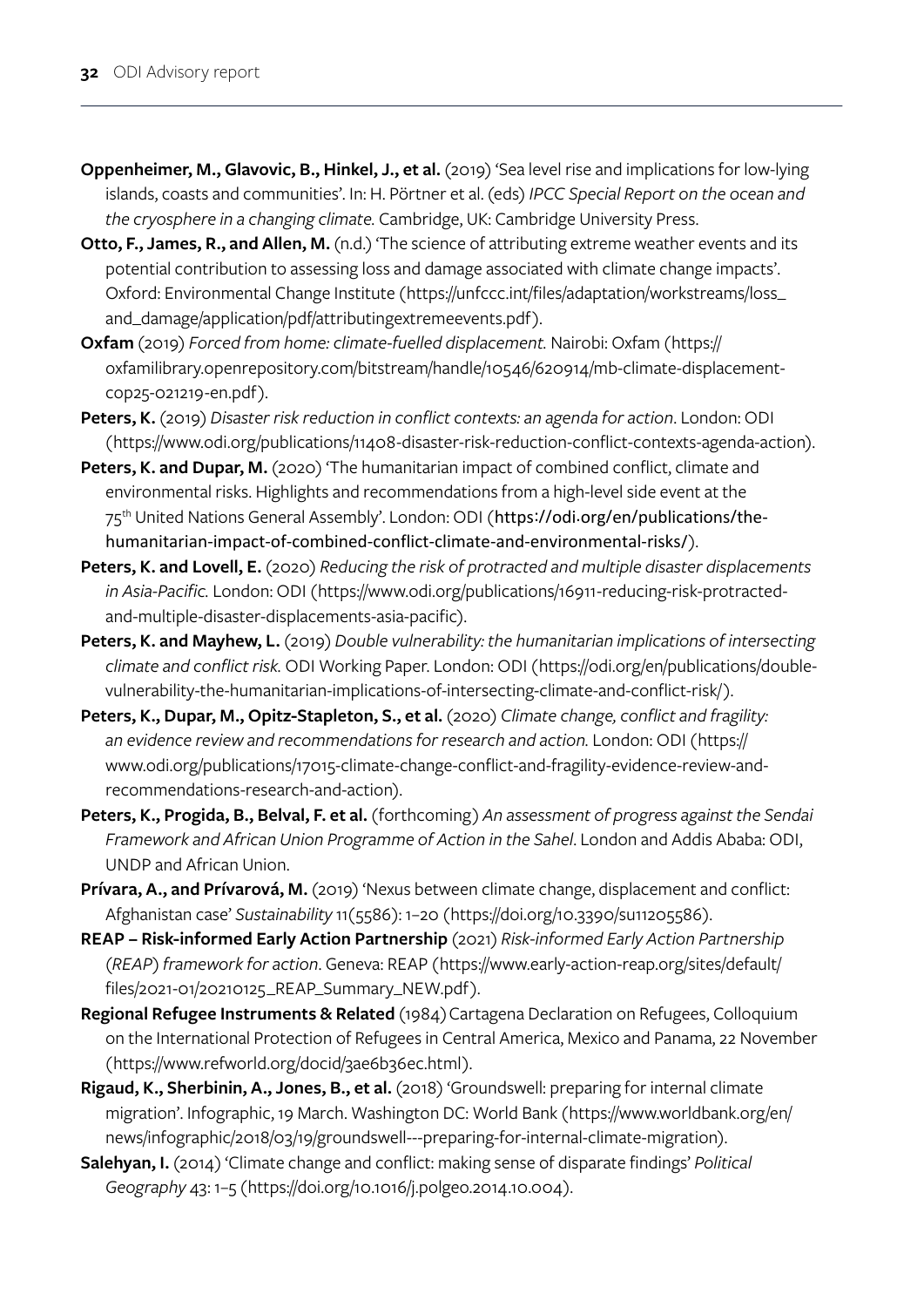**Oppenheimer, M., Glavovic, B., Hinkel, J., et al.** (2019) 'Sea level rise and implications for low-lying islands, coasts and communities'. In: H. Pörtner et al. (eds) *IPCC Special Report on the ocean and the cryosphere in a changing climate*. Cambridge, UK: Cambridge University Press.

**Otto, F., James, R., and Allen, M.** (n.d.) 'The science of attributing extreme weather events and its potential contribution to assessing loss and damage associated with climate change impacts'. Oxford: Environmental Change Institute (https://unfccc.int/files/adaptation/workstreams/loss_and_damage/application/pdf/attributingextremeevents.pdf).

**Oxfam** (2019) *Forced from home: climate-fuelled displacement*. Nairobi: Oxfam (https://oxfamilibrary.openrepository.com/bitstream/handle/10546/620914/mb-climate-displacement-cop25-021219-en.pdf).

**Peters, K.** (2019) *Disaster risk reduction in conflict contexts: an agenda for action*. London: ODI (https://www.odi.org/publications/11408-disaster-risk-reduction-conflict-contexts-agenda-action).

**Peters, K. and Dupar, M.** (2020) 'The humanitarian impact of combined conflict, climate and environmental risks. Highlights and recommendations from a high-level side event at the 75th United Nations General Assembly'. London: ODI (https://odi.org/en/publications/the-humanitarian-impact-of-combined-conflict-climate-and-environmental-risks/).

**Peters, K. and Lovell, E.** (2020) *Reducing the risk of protracted and multiple disaster displacements in Asia-Pacific*. London: ODI (https://www.odi.org/publications/16911-reducing-risk-protracted-and-multiple-disaster-displacements-asia-pacific).

**Peters, K. and Mayhew, L.** (2019) *Double vulnerability: the humanitarian implications of intersecting climate and conflict risk*. ODI Working Paper. London: ODI (https://odi.org/en/publications/double-vulnerability-the-humanitarian-implications-of-intersecting-climate-and-conflict-risk/).

**Peters, K., Dupar, M., Opitz-Stapleton, S., et al.** (2020) *Climate change, conflict and fragility: an evidence review and recommendations for research and action*. London: ODI (https://www.odi.org/publications/17015-climate-change-conflict-and-fragility-evidence-review-and-recommendations-research-and-action).

**Peters, K., Progida, B., Belval, F. et al.** (forthcoming) *An assessment of progress against the Sendai Framework and African Union Programme of Action in the Sahel*. London and Addis Ababa: ODI, UNDP and African Union.

**Prívara, A., and Prívarová, M.** (2019) 'Nexus between climate change, displacement and conflict: Afghanistan case' *Sustainability* 11(5586): 1–20 (https://doi.org/10.3390/su11205586).

**REAP – Risk-informed Early Action Partnership** (2021) *Risk-informed Early Action Partnership (REAP) framework for action*. Geneva: REAP (https://www.early-action-reap.org/sites/default/files/2021-01/20210125_REAP_Summary_NEW.pdf).

**Regional Refugee Instruments & Related** (1984) Cartagena Declaration on Refugees, Colloquium on the International Protection of Refugees in Central America, Mexico and Panama, 22 November (https://www.refworld.org/docid/3ae6b36ec.html).

**Rigaud, K., Sherbinin, A., Jones, B., et al.** (2018) 'Groundswell: preparing for internal climate migration'. Infographic, 19 March. Washington DC: World Bank (https://www.worldbank.org/en/news/infographic/2018/03/19/groundswell---preparing-for-internal-climate-migration).

**Salehyan, I.** (2014) 'Climate change and conflict: making sense of disparate findings' *Political Geography* 43: 1–5 (https://doi.org/10.1016/j.polgeo.2014.10.004).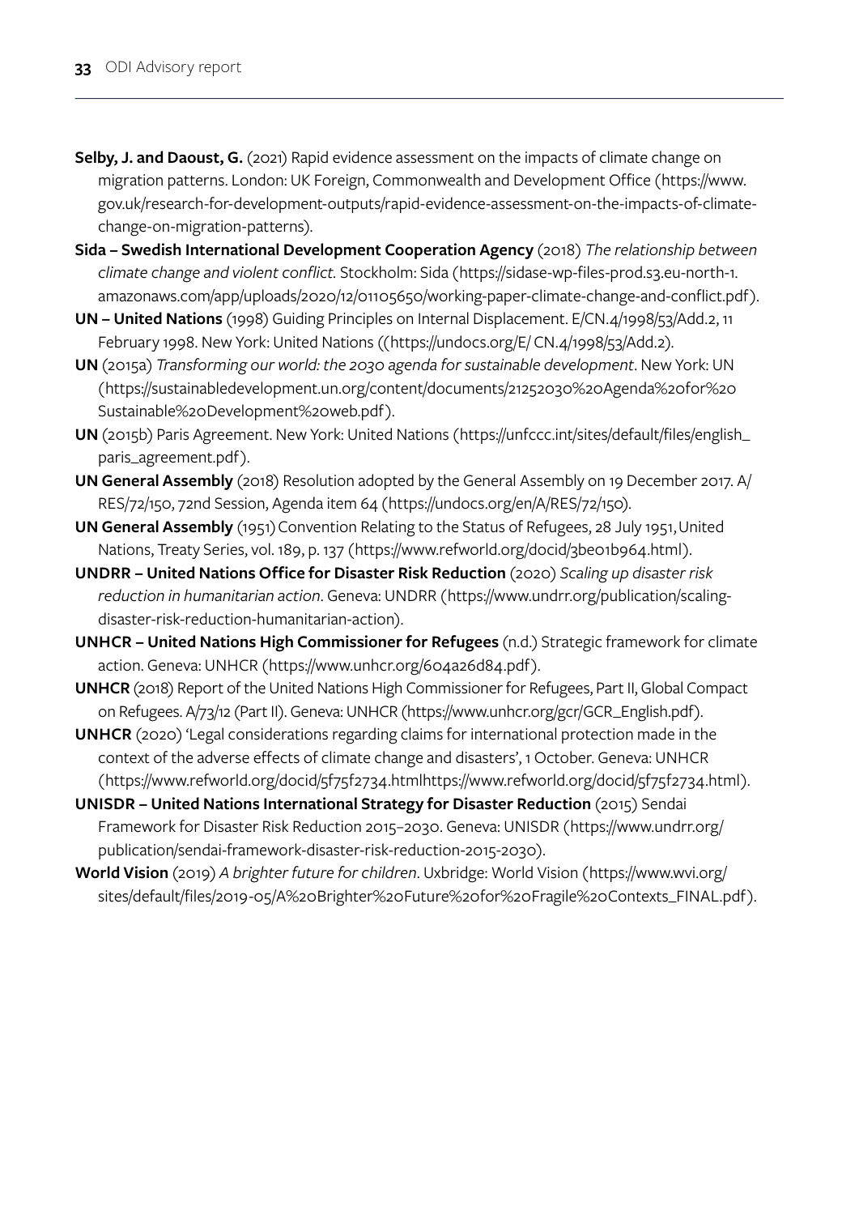**Selby, J. and Daoust, G.** (2021) Rapid evidence assessment on the impacts of climate change on migration patterns. London: UK Foreign, Commonwealth and Development Office (https://www.gov.uk/research-for-development-outputs/rapid-evidence-assessment-on-the-impacts-of-climate-change-on-migration-patterns).

**Sida – Swedish International Development Cooperation Agency** (2018) *The relationship between climate change and violent conflict.* Stockholm: Sida (https://sidase-wp-files-prod.s3.eu-north-1.amazonaws.com/app/uploads/2020/12/01105650/working-paper-climate-change-and-conflict.pdf).

**UN – United Nations** (1998) Guiding Principles on Internal Displacement. E/CN.4/1998/53/Add.2, 11 February 1998. New York: United Nations ((https://undocs.org/E/ CN.4/1998/53/Add.2).

**UN** (2015a) *Transforming our world: the 2030 agenda for sustainable development*. New York: UN (https://sustainabledevelopment.un.org/content/documents/21252030%20Agenda%20for%20Sustainable%20Development%20web.pdf).

**UN** (2015b) Paris Agreement. New York: United Nations (https://unfccc.int/sites/default/files/english_paris_agreement.pdf).

**UN General Assembly** (2018) Resolution adopted by the General Assembly on 19 December 2017. A/RES/72/150, 72nd Session, Agenda item 64 (https://undocs.org/en/A/RES/72/150).

**UN General Assembly** (1951) Convention Relating to the Status of Refugees, 28 July 1951, United Nations, Treaty Series, vol. 189, p. 137 (https://www.refworld.org/docid/3be01b964.html).

**UNDRR – United Nations Office for Disaster Risk Reduction** (2020) *Scaling up disaster risk reduction in humanitarian action*. Geneva: UNDRR (https://www.undrr.org/publication/scaling-disaster-risk-reduction-humanitarian-action).

**UNHCR – United Nations High Commissioner for Refugees** (n.d.) Strategic framework for climate action. Geneva: UNHCR (https://www.unhcr.org/604a26d84.pdf).

**UNHCR** (2018) Report of the United Nations High Commissioner for Refugees, Part II, Global Compact on Refugees. A/73/12 (Part II). Geneva: UNHCR (https://www.unhcr.org/gcr/GCR_English.pdf).

**UNHCR** (2020) 'Legal considerations regarding claims for international protection made in the context of the adverse effects of climate change and disasters', 1 October. Geneva: UNHCR (https://www.refworld.org/docid/5f75f2734.htmlhttps://www.refworld.org/docid/5f75f2734.html).

**UNISDR – United Nations International Strategy for Disaster Reduction** (2015) Sendai Framework for Disaster Risk Reduction 2015–2030. Geneva: UNISDR (https://www.undrr.org/publication/sendai-framework-disaster-risk-reduction-2015-2030).

**World Vision** (2019) *A brighter future for children*. Uxbridge: World Vision (https://www.wvi.org/sites/default/files/2019-05/A%20Brighter%20Future%20for%20Fragile%20Contexts_FINAL.pdf).